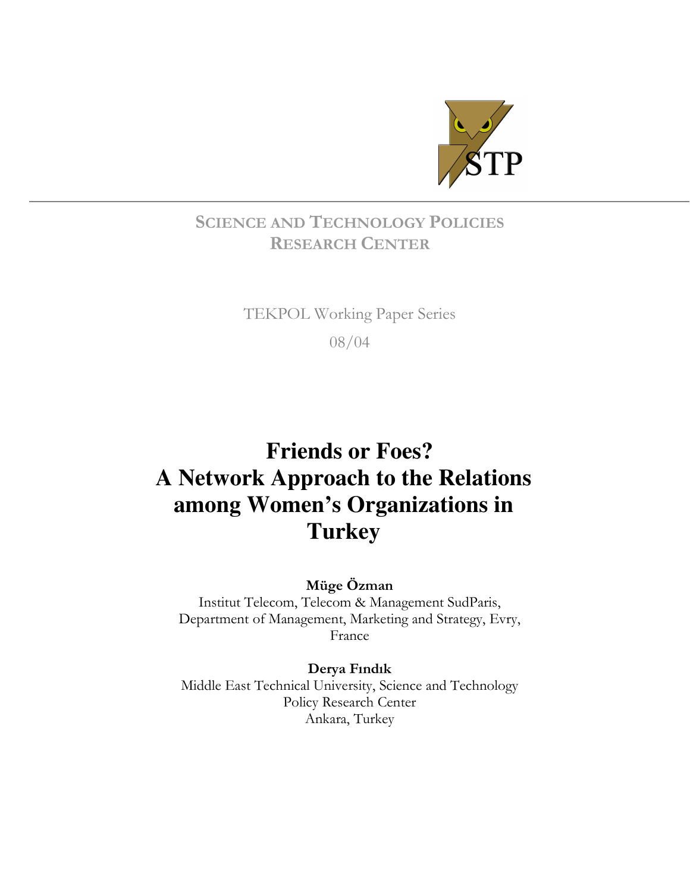STP

SCIENCE AND TECHNOLOGY POLICIES RESEARCH CENTER

TEKPOL Working Paper Series

08/04

# Friends or Foes? A Network Approach to the Relations among Women's Organizations in Turkey

**Müge Özman**
Institut Telecom, Telecom & Management SudParis,
Department of Management, Marketing and Strategy, Evry,
France

**Derya Fındık**
Middle East Technical University, Science and Technology
Policy Research Center
Ankara, Turkey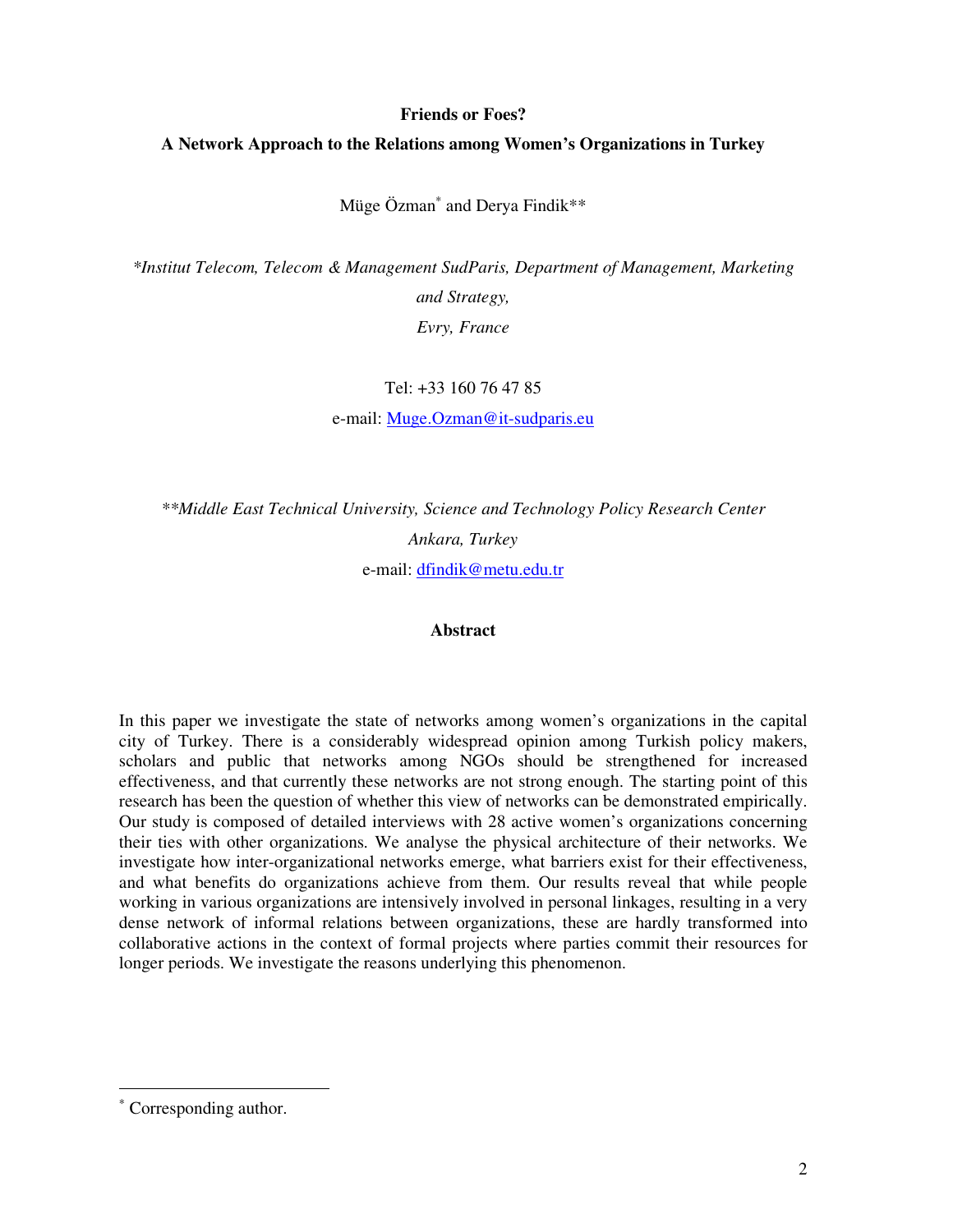**Friends or Foes?**

**A Network Approach to the Relations among Women's Organizations in Turkey**

Müge Özman* and Derya Findik**

*\*Institut Telecom, Telecom & Management SudParis, Department of Management, Marketing and Strategy,*

*Evry, France*

Tel: +33 160 76 47 85

e-mail: Muge.Ozman@it-sudparis.eu

*\*\*Middle East Technical University, Science and Technology Policy Research Center*

*Ankara, Turkey*

e-mail: dfindik@metu.edu.tr

## Abstract

In this paper we investigate the state of networks among women's organizations in the capital city of Turkey. There is a considerably widespread opinion among Turkish policy makers, scholars and public that networks among NGOs should be strengthened for increased effectiveness, and that currently these networks are not strong enough. The starting point of this research has been the question of whether this view of networks can be demonstrated empirically. Our study is composed of detailed interviews with 28 active women's organizations concerning their ties with other organizations. We analyse the physical architecture of their networks. We investigate how inter-organizational networks emerge, what barriers exist for their effectiveness, and what benefits do organizations achieve from them. Our results reveal that while people working in various organizations are intensively involved in personal linkages, resulting in a very dense network of informal relations between organizations, these are hardly transformed into collaborative actions in the context of formal projects where parties commit their resources for longer periods. We investigate the reasons underlying this phenomenon.

---

* Corresponding author.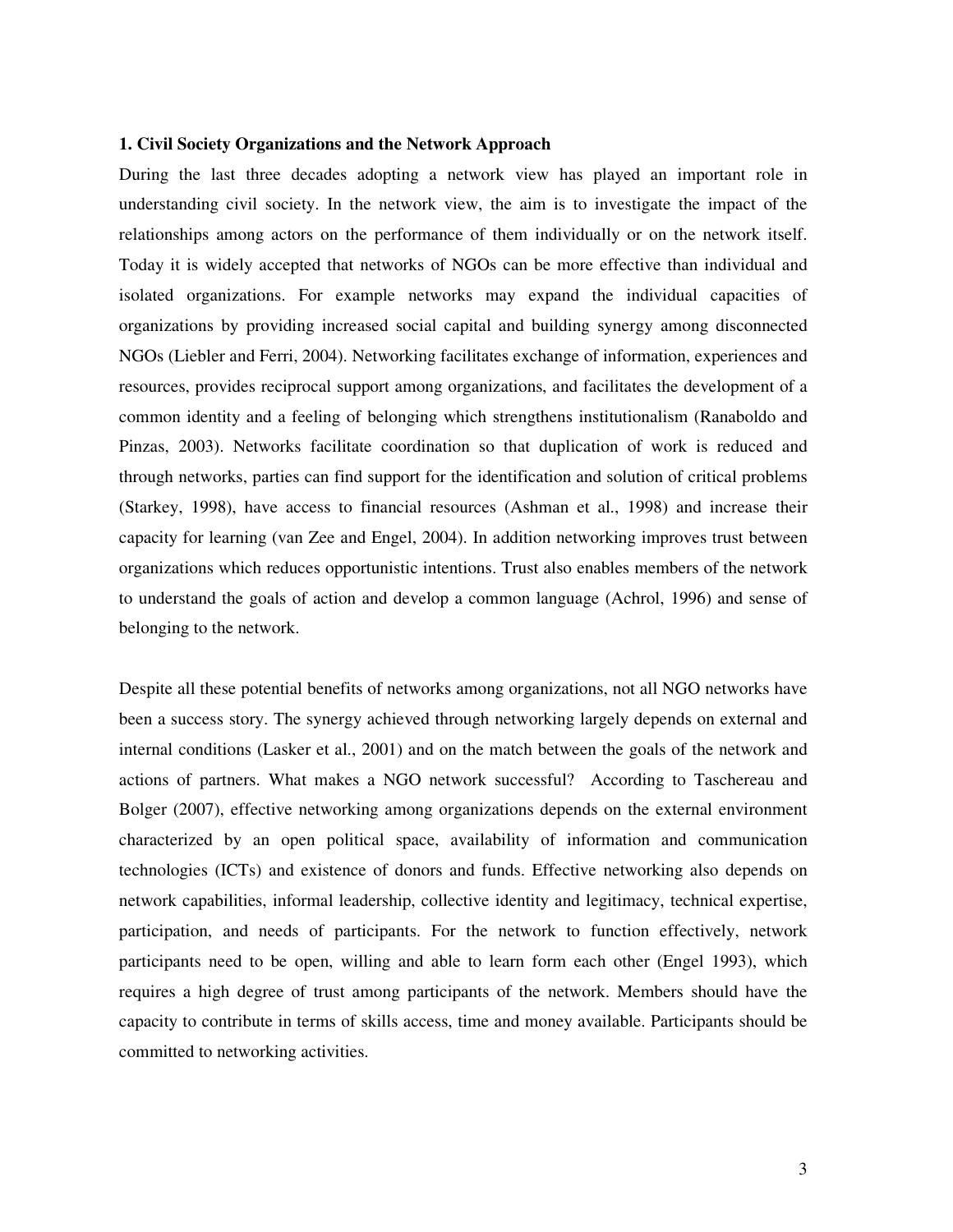## 1. Civil Society Organizations and the Network Approach

During the last three decades adopting a network view has played an important role in understanding civil society. In the network view, the aim is to investigate the impact of the relationships among actors on the performance of them individually or on the network itself. Today it is widely accepted that networks of NGOs can be more effective than individual and isolated organizations. For example networks may expand the individual capacities of organizations by providing increased social capital and building synergy among disconnected NGOs (Liebler and Ferri, 2004). Networking facilitates exchange of information, experiences and resources, provides reciprocal support among organizations, and facilitates the development of a common identity and a feeling of belonging which strengthens institutionalism (Ranaboldo and Pinzas, 2003). Networks facilitate coordination so that duplication of work is reduced and through networks, parties can find support for the identification and solution of critical problems (Starkey, 1998), have access to financial resources (Ashman et al., 1998) and increase their capacity for learning (van Zee and Engel, 2004). In addition networking improves trust between organizations which reduces opportunistic intentions. Trust also enables members of the network to understand the goals of action and develop a common language (Achrol, 1996) and sense of belonging to the network.

Despite all these potential benefits of networks among organizations, not all NGO networks have been a success story. The synergy achieved through networking largely depends on external and internal conditions (Lasker et al., 2001) and on the match between the goals of the network and actions of partners. What makes a NGO network successful? According to Taschereau and Bolger (2007), effective networking among organizations depends on the external environment characterized by an open political space, availability of information and communication technologies (ICTs) and existence of donors and funds. Effective networking also depends on network capabilities, informal leadership, collective identity and legitimacy, technical expertise, participation, and needs of participants. For the network to function effectively, network participants need to be open, willing and able to learn form each other (Engel 1993), which requires a high degree of trust among participants of the network. Members should have the capacity to contribute in terms of skills access, time and money available. Participants should be committed to networking activities.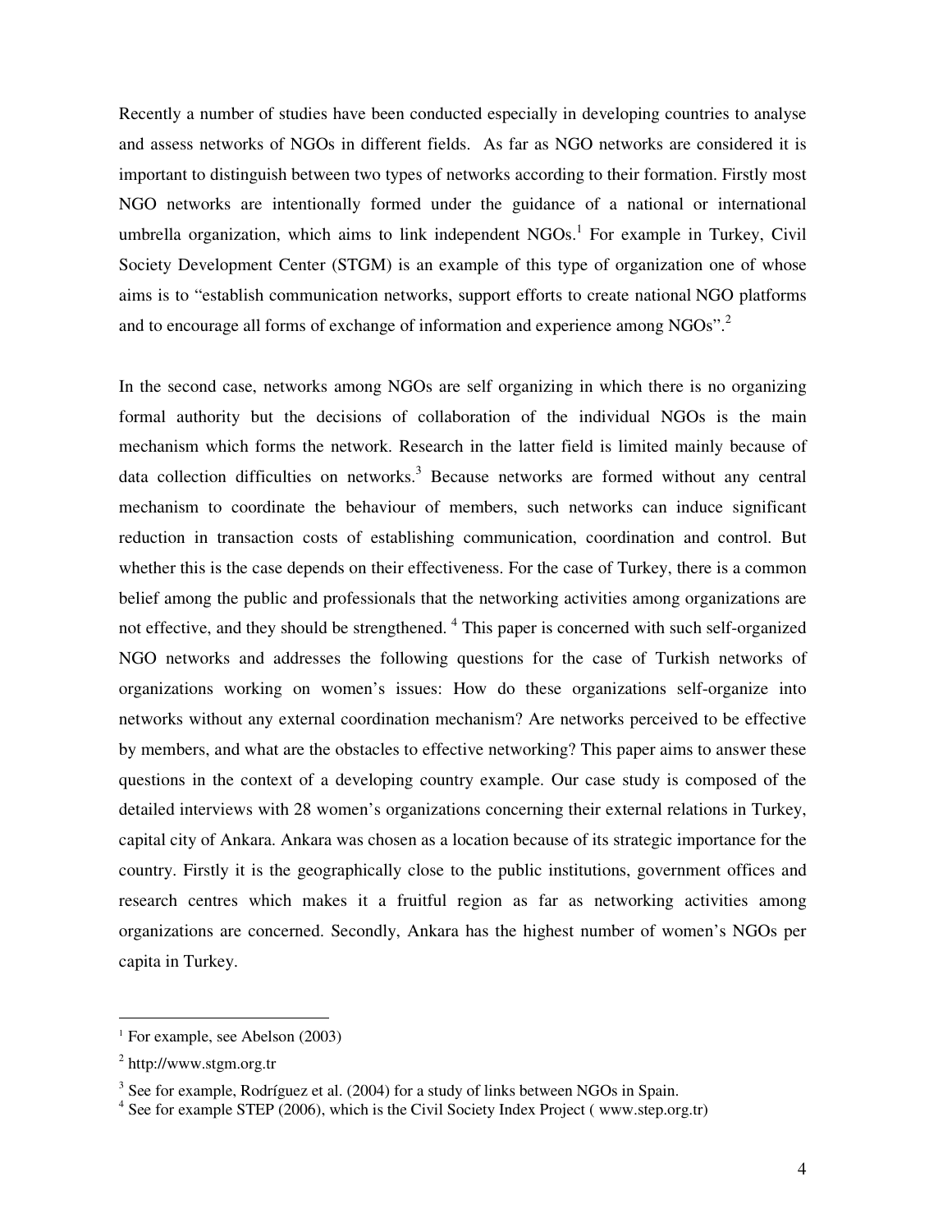Recently a number of studies have been conducted especially in developing countries to analyse and assess networks of NGOs in different fields. As far as NGO networks are considered it is important to distinguish between two types of networks according to their formation. Firstly most NGO networks are intentionally formed under the guidance of a national or international umbrella organization, which aims to link independent NGOs.[1] For example in Turkey, Civil Society Development Center (STGM) is an example of this type of organization one of whose aims is to "establish communication networks, support efforts to create national NGO platforms and to encourage all forms of exchange of information and experience among NGOs".[2]

In the second case, networks among NGOs are self organizing in which there is no organizing formal authority but the decisions of collaboration of the individual NGOs is the main mechanism which forms the network. Research in the latter field is limited mainly because of data collection difficulties on networks.[3] Because networks are formed without any central mechanism to coordinate the behaviour of members, such networks can induce significant reduction in transaction costs of establishing communication, coordination and control. But whether this is the case depends on their effectiveness. For the case of Turkey, there is a common belief among the public and professionals that the networking activities among organizations are not effective, and they should be strengthened. [4] This paper is concerned with such self-organized NGO networks and addresses the following questions for the case of Turkish networks of organizations working on women's issues: How do these organizations self-organize into networks without any external coordination mechanism? Are networks perceived to be effective by members, and what are the obstacles to effective networking? This paper aims to answer these questions in the context of a developing country example. Our case study is composed of the detailed interviews with 28 women's organizations concerning their external relations in Turkey, capital city of Ankara. Ankara was chosen as a location because of its strategic importance for the country. Firstly it is the geographically close to the public institutions, government offices and research centres which makes it a fruitful region as far as networking activities among organizations are concerned. Secondly, Ankara has the highest number of women's NGOs per capita in Turkey.

---

[1] For example, see Abelson (2003)

[2] http://www.stgm.org.tr

[3] See for example, Rodríguez et al. (2004) for a study of links between NGOs in Spain.

[4] See for example STEP (2006), which is the Civil Society Index Project ( www.step.org.tr)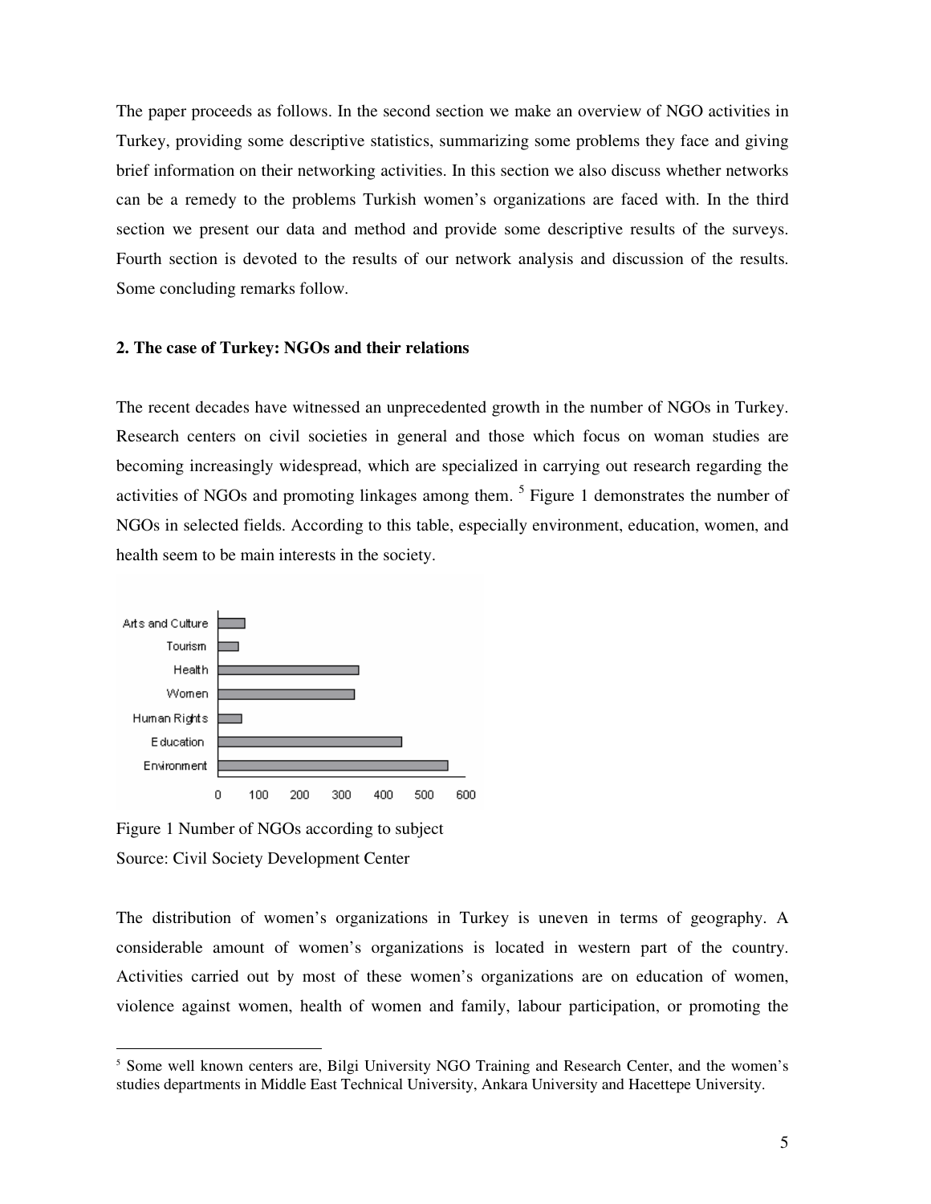The paper proceeds as follows. In the second section we make an overview of NGO activities in Turkey, providing some descriptive statistics, summarizing some problems they face and giving brief information on their networking activities. In this section we also discuss whether networks can be a remedy to the problems Turkish women's organizations are faced with. In the third section we present our data and method and provide some descriptive results of the surveys. Fourth section is devoted to the results of our network analysis and discussion of the results. Some concluding remarks follow.

**2. The case of Turkey: NGOs and their relations**

The recent decades have witnessed an unprecedented growth in the number of NGOs in Turkey. Research centers on civil societies in general and those which focus on woman studies are becoming increasingly widespread, which are specialized in carrying out research regarding the activities of NGOs and promoting linkages among them. [5] Figure 1 demonstrates the number of NGOs in selected fields. According to this table, especially environment, education, women, and health seem to be main interests in the society.

Figure 1 Number of NGOs according to subject
Source: Civil Society Development Center

The distribution of women's organizations in Turkey is uneven in terms of geography. A considerable amount of women's organizations is located in western part of the country. Activities carried out by most of these women's organizations are on education of women, violence against women, health of women and family, labour participation, or promoting the

[5] Some well known centers are, Bilgi University NGO Training and Research Center, and the women's studies departments in Middle East Technical University, Ankara University and Hacettepe University.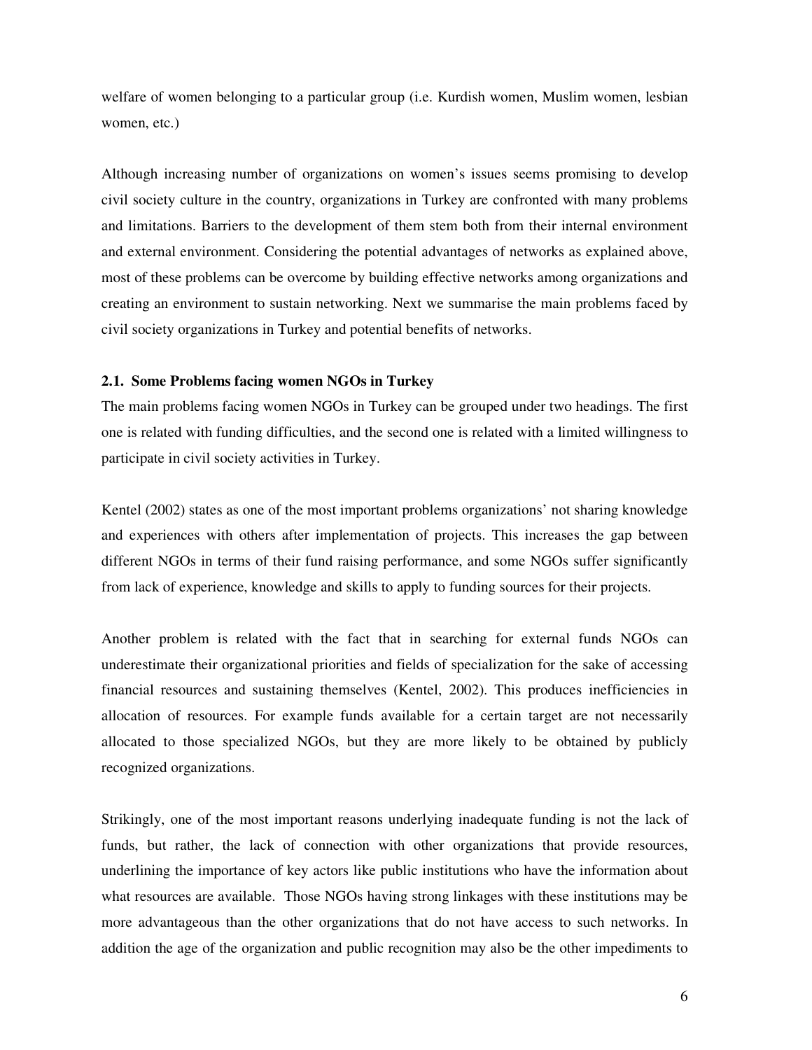welfare of women belonging to a particular group (i.e. Kurdish women, Muslim women, lesbian women, etc.)

Although increasing number of organizations on women's issues seems promising to develop civil society culture in the country, organizations in Turkey are confronted with many problems and limitations. Barriers to the development of them stem both from their internal environment and external environment. Considering the potential advantages of networks as explained above, most of these problems can be overcome by building effective networks among organizations and creating an environment to sustain networking. Next we summarise the main problems faced by civil society organizations in Turkey and potential benefits of networks.

### 2.1. Some Problems facing women NGOs in Turkey

The main problems facing women NGOs in Turkey can be grouped under two headings. The first one is related with funding difficulties, and the second one is related with a limited willingness to participate in civil society activities in Turkey.

Kentel (2002) states as one of the most important problems organizations' not sharing knowledge and experiences with others after implementation of projects. This increases the gap between different NGOs in terms of their fund raising performance, and some NGOs suffer significantly from lack of experience, knowledge and skills to apply to funding sources for their projects.

Another problem is related with the fact that in searching for external funds NGOs can underestimate their organizational priorities and fields of specialization for the sake of accessing financial resources and sustaining themselves (Kentel, 2002). This produces inefficiencies in allocation of resources. For example funds available for a certain target are not necessarily allocated to those specialized NGOs, but they are more likely to be obtained by publicly recognized organizations.

Strikingly, one of the most important reasons underlying inadequate funding is not the lack of funds, but rather, the lack of connection with other organizations that provide resources, underlining the importance of key actors like public institutions who have the information about what resources are available. Those NGOs having strong linkages with these institutions may be more advantageous than the other organizations that do not have access to such networks. In addition the age of the organization and public recognition may also be the other impediments to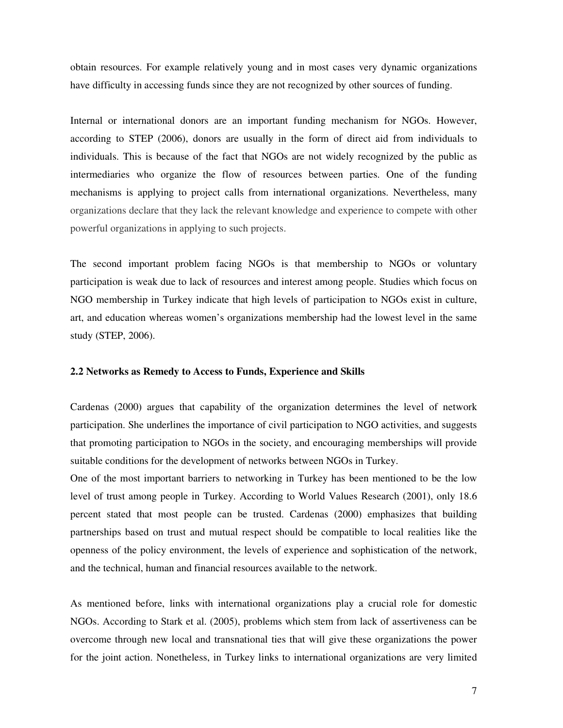obtain resources. For example relatively young and in most cases very dynamic organizations have difficulty in accessing funds since they are not recognized by other sources of funding.

Internal or international donors are an important funding mechanism for NGOs. However, according to STEP (2006), donors are usually in the form of direct aid from individuals to individuals. This is because of the fact that NGOs are not widely recognized by the public as intermediaries who organize the flow of resources between parties. One of the funding mechanisms is applying to project calls from international organizations. Nevertheless, many organizations declare that they lack the relevant knowledge and experience to compete with other powerful organizations in applying to such projects.

The second important problem facing NGOs is that membership to NGOs or voluntary participation is weak due to lack of resources and interest among people. Studies which focus on NGO membership in Turkey indicate that high levels of participation to NGOs exist in culture, art, and education whereas women's organizations membership had the lowest level in the same study (STEP, 2006).

### 2.2 Networks as Remedy to Access to Funds, Experience and Skills

Cardenas (2000) argues that capability of the organization determines the level of network participation. She underlines the importance of civil participation to NGO activities, and suggests that promoting participation to NGOs in the society, and encouraging memberships will provide suitable conditions for the development of networks between NGOs in Turkey.

One of the most important barriers to networking in Turkey has been mentioned to be the low level of trust among people in Turkey. According to World Values Research (2001), only 18.6 percent stated that most people can be trusted. Cardenas (2000) emphasizes that building partnerships based on trust and mutual respect should be compatible to local realities like the openness of the policy environment, the levels of experience and sophistication of the network, and the technical, human and financial resources available to the network.

As mentioned before, links with international organizations play a crucial role for domestic NGOs. According to Stark et al. (2005), problems which stem from lack of assertiveness can be overcome through new local and transnational ties that will give these organizations the power for the joint action. Nonetheless, in Turkey links to international organizations are very limited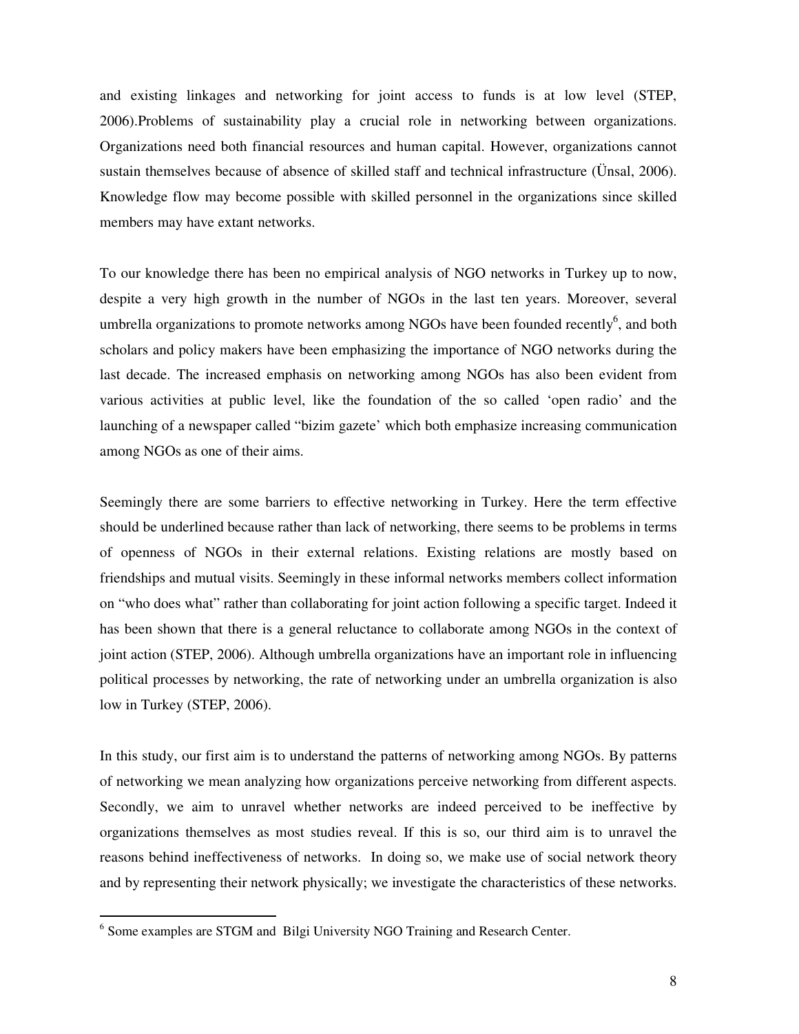and existing linkages and networking for joint access to funds is at low level (STEP, 2006).Problems of sustainability play a crucial role in networking between organizations. Organizations need both financial resources and human capital. However, organizations cannot sustain themselves because of absence of skilled staff and technical infrastructure (Ünsal, 2006). Knowledge flow may become possible with skilled personnel in the organizations since skilled members may have extant networks.

To our knowledge there has been no empirical analysis of NGO networks in Turkey up to now, despite a very high growth in the number of NGOs in the last ten years. Moreover, several umbrella organizations to promote networks among NGOs have been founded recently[6], and both scholars and policy makers have been emphasizing the importance of NGO networks during the last decade. The increased emphasis on networking among NGOs has also been evident from various activities at public level, like the foundation of the so called 'open radio' and the launching of a newspaper called "bizim gazete' which both emphasize increasing communication among NGOs as one of their aims.

Seemingly there are some barriers to effective networking in Turkey. Here the term effective should be underlined because rather than lack of networking, there seems to be problems in terms of openness of NGOs in their external relations. Existing relations are mostly based on friendships and mutual visits. Seemingly in these informal networks members collect information on "who does what" rather than collaborating for joint action following a specific target. Indeed it has been shown that there is a general reluctance to collaborate among NGOs in the context of joint action (STEP, 2006). Although umbrella organizations have an important role in influencing political processes by networking, the rate of networking under an umbrella organization is also low in Turkey (STEP, 2006).

In this study, our first aim is to understand the patterns of networking among NGOs. By patterns of networking we mean analyzing how organizations perceive networking from different aspects. Secondly, we aim to unravel whether networks are indeed perceived to be ineffective by organizations themselves as most studies reveal. If this is so, our third aim is to unravel the reasons behind ineffectiveness of networks. In doing so, we make use of social network theory and by representing their network physically; we investigate the characteristics of these networks.

[6] Some examples are STGM and Bilgi University NGO Training and Research Center.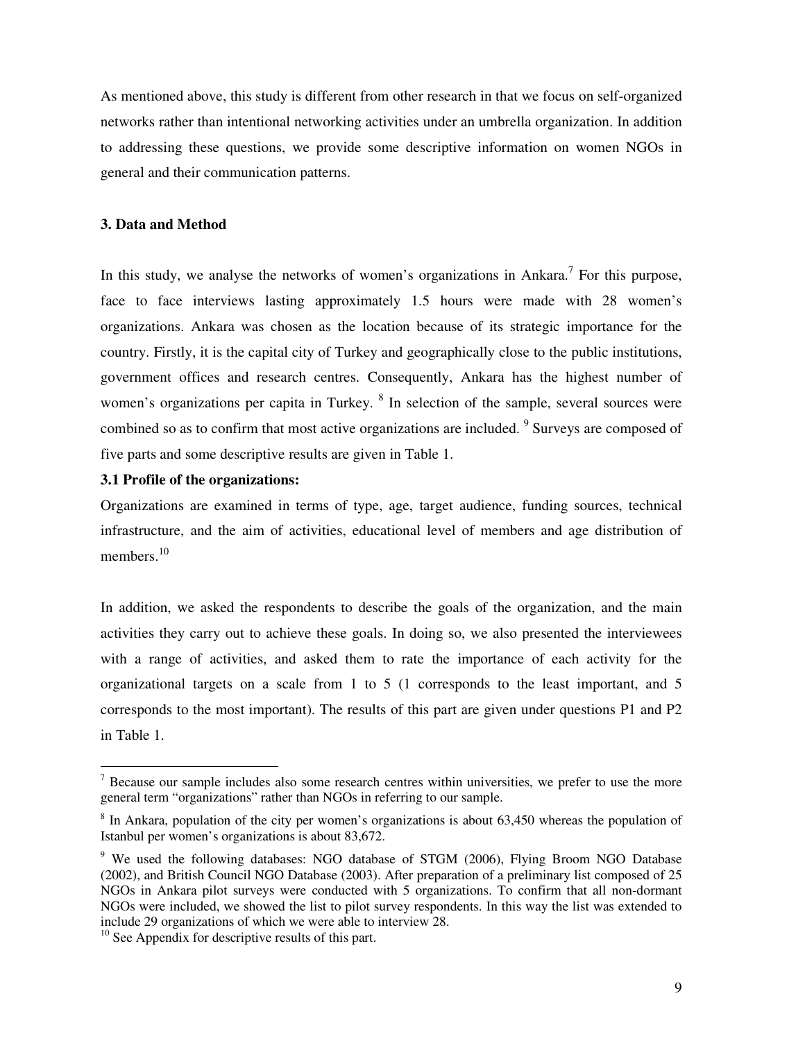As mentioned above, this study is different from other research in that we focus on self-organized networks rather than intentional networking activities under an umbrella organization. In addition to addressing these questions, we provide some descriptive information on women NGOs in general and their communication patterns.

### 3. Data and Method

In this study, we analyse the networks of women's organizations in Ankara.[7] For this purpose, face to face interviews lasting approximately 1.5 hours were made with 28 women's organizations. Ankara was chosen as the location because of its strategic importance for the country. Firstly, it is the capital city of Turkey and geographically close to the public institutions, government offices and research centres. Consequently, Ankara has the highest number of women's organizations per capita in Turkey. [8] In selection of the sample, several sources were combined so as to confirm that most active organizations are included. [9] Surveys are composed of five parts and some descriptive results are given in Table 1.

#### 3.1 Profile of the organizations:

Organizations are examined in terms of type, age, target audience, funding sources, technical infrastructure, and the aim of activities, educational level of members and age distribution of members.[10]

In addition, we asked the respondents to describe the goals of the organization, and the main activities they carry out to achieve these goals. In doing so, we also presented the interviewees with a range of activities, and asked them to rate the importance of each activity for the organizational targets on a scale from 1 to 5 (1 corresponds to the least important, and 5 corresponds to the most important). The results of this part are given under questions P1 and P2 in Table 1.

---

[7] Because our sample includes also some research centres within universities, we prefer to use the more general term "organizations" rather than NGOs in referring to our sample.

[8] In Ankara, population of the city per women's organizations is about 63,450 whereas the population of Istanbul per women's organizations is about 83,672.

[9] We used the following databases: NGO database of STGM (2006), Flying Broom NGO Database (2002), and British Council NGO Database (2003). After preparation of a preliminary list composed of 25 NGOs in Ankara pilot surveys were conducted with 5 organizations. To confirm that all non-dormant NGOs were included, we showed the list to pilot survey respondents. In this way the list was extended to include 29 organizations of which we were able to interview 28.

[10] See Appendix for descriptive results of this part.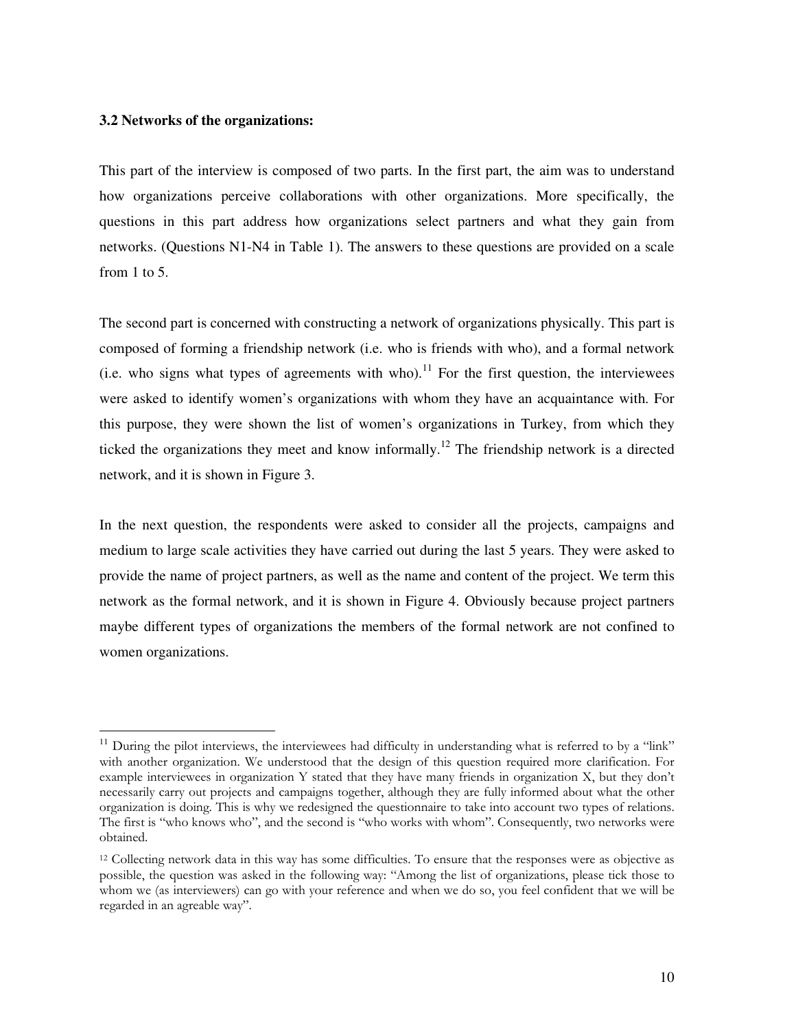### 3.2 Networks of the organizations:

This part of the interview is composed of two parts. In the first part, the aim was to understand how organizations perceive collaborations with other organizations. More specifically, the questions in this part address how organizations select partners and what they gain from networks. (Questions N1-N4 in Table 1). The answers to these questions are provided on a scale from 1 to 5.

The second part is concerned with constructing a network of organizations physically. This part is composed of forming a friendship network (i.e. who is friends with who), and a formal network (i.e. who signs what types of agreements with who).[11] For the first question, the interviewees were asked to identify women's organizations with whom they have an acquaintance with. For this purpose, they were shown the list of women's organizations in Turkey, from which they ticked the organizations they meet and know informally.[12] The friendship network is a directed network, and it is shown in Figure 3.

In the next question, the respondents were asked to consider all the projects, campaigns and medium to large scale activities they have carried out during the last 5 years. They were asked to provide the name of project partners, as well as the name and content of the project. We term this network as the formal network, and it is shown in Figure 4. Obviously because project partners maybe different types of organizations the members of the formal network are not confined to women organizations.

---

[11] During the pilot interviews, the interviewees had difficulty in understanding what is referred to by a "link" with another organization. We understood that the design of this question required more clarification. For example interviewees in organization Y stated that they have many friends in organization X, but they don't necessarily carry out projects and campaigns together, although they are fully informed about what the other organization is doing. This is why we redesigned the questionnaire to take into account two types of relations. The first is "who knows who", and the second is "who works with whom". Consequently, two networks were obtained.

[12] Collecting network data in this way has some difficulties. To ensure that the responses were as objective as possible, the question was asked in the following way: "Among the list of organizations, please tick those to whom we (as interviewers) can go with your reference and when we do so, you feel confident that we will be regarded in an agreable way".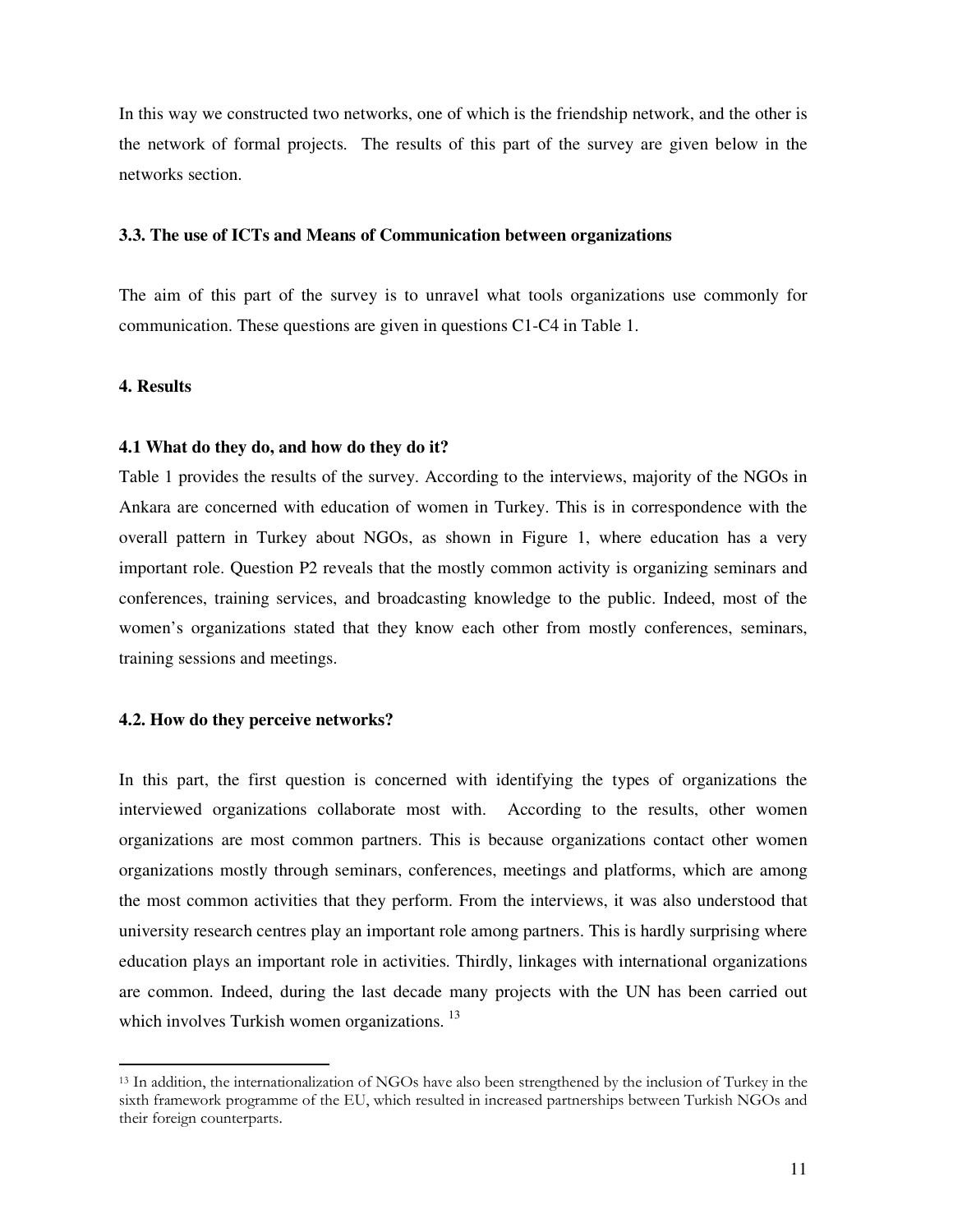In this way we constructed two networks, one of which is the friendship network, and the other is the network of formal projects. The results of this part of the survey are given below in the networks section.

### 3.3. The use of ICTs and Means of Communication between organizations

The aim of this part of the survey is to unravel what tools organizations use commonly for communication. These questions are given in questions C1-C4 in Table 1.

## 4. Results

### 4.1 What do they do, and how do they do it?

Table 1 provides the results of the survey. According to the interviews, majority of the NGOs in Ankara are concerned with education of women in Turkey. This is in correspondence with the overall pattern in Turkey about NGOs, as shown in Figure 1, where education has a very important role. Question P2 reveals that the mostly common activity is organizing seminars and conferences, training services, and broadcasting knowledge to the public. Indeed, most of the women's organizations stated that they know each other from mostly conferences, seminars, training sessions and meetings.

### 4.2. How do they perceive networks?

In this part, the first question is concerned with identifying the types of organizations the interviewed organizations collaborate most with. According to the results, other women organizations are most common partners. This is because organizations contact other women organizations mostly through seminars, conferences, meetings and platforms, which are among the most common activities that they perform. From the interviews, it was also understood that university research centres play an important role among partners. This is hardly surprising where education plays an important role in activities. Thirdly, linkages with international organizations are common. Indeed, during the last decade many projects with the UN has been carried out which involves Turkish women organizations. [13]

[13] In addition, the internationalization of NGOs have also been strengthened by the inclusion of Turkey in the sixth framework programme of the EU, which resulted in increased partnerships between Turkish NGOs and their foreign counterparts.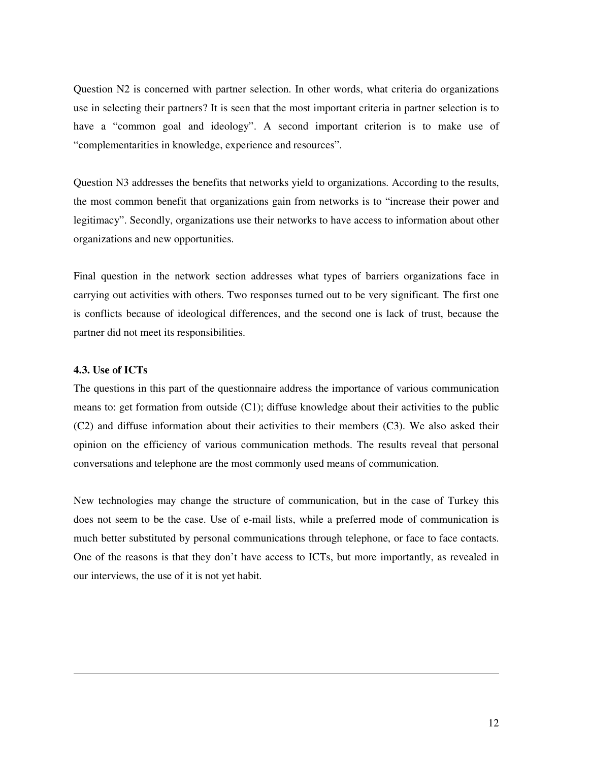Question N2 is concerned with partner selection. In other words, what criteria do organizations use in selecting their partners? It is seen that the most important criteria in partner selection is to have a "common goal and ideology". A second important criterion is to make use of "complementarities in knowledge, experience and resources".

Question N3 addresses the benefits that networks yield to organizations. According to the results, the most common benefit that organizations gain from networks is to "increase their power and legitimacy". Secondly, organizations use their networks to have access to information about other organizations and new opportunities.

Final question in the network section addresses what types of barriers organizations face in carrying out activities with others. Two responses turned out to be very significant. The first one is conflicts because of ideological differences, and the second one is lack of trust, because the partner did not meet its responsibilities.

### 4.3. Use of ICTs

The questions in this part of the questionnaire address the importance of various communication means to: get formation from outside (C1); diffuse knowledge about their activities to the public (C2) and diffuse information about their activities to their members (C3). We also asked their opinion on the efficiency of various communication methods. The results reveal that personal conversations and telephone are the most commonly used means of communication.

New technologies may change the structure of communication, but in the case of Turkey this does not seem to be the case. Use of e-mail lists, while a preferred mode of communication is much better substituted by personal communications through telephone, or face to face contacts. One of the reasons is that they don't have access to ICTs, but more importantly, as revealed in our interviews, the use of it is not yet habit.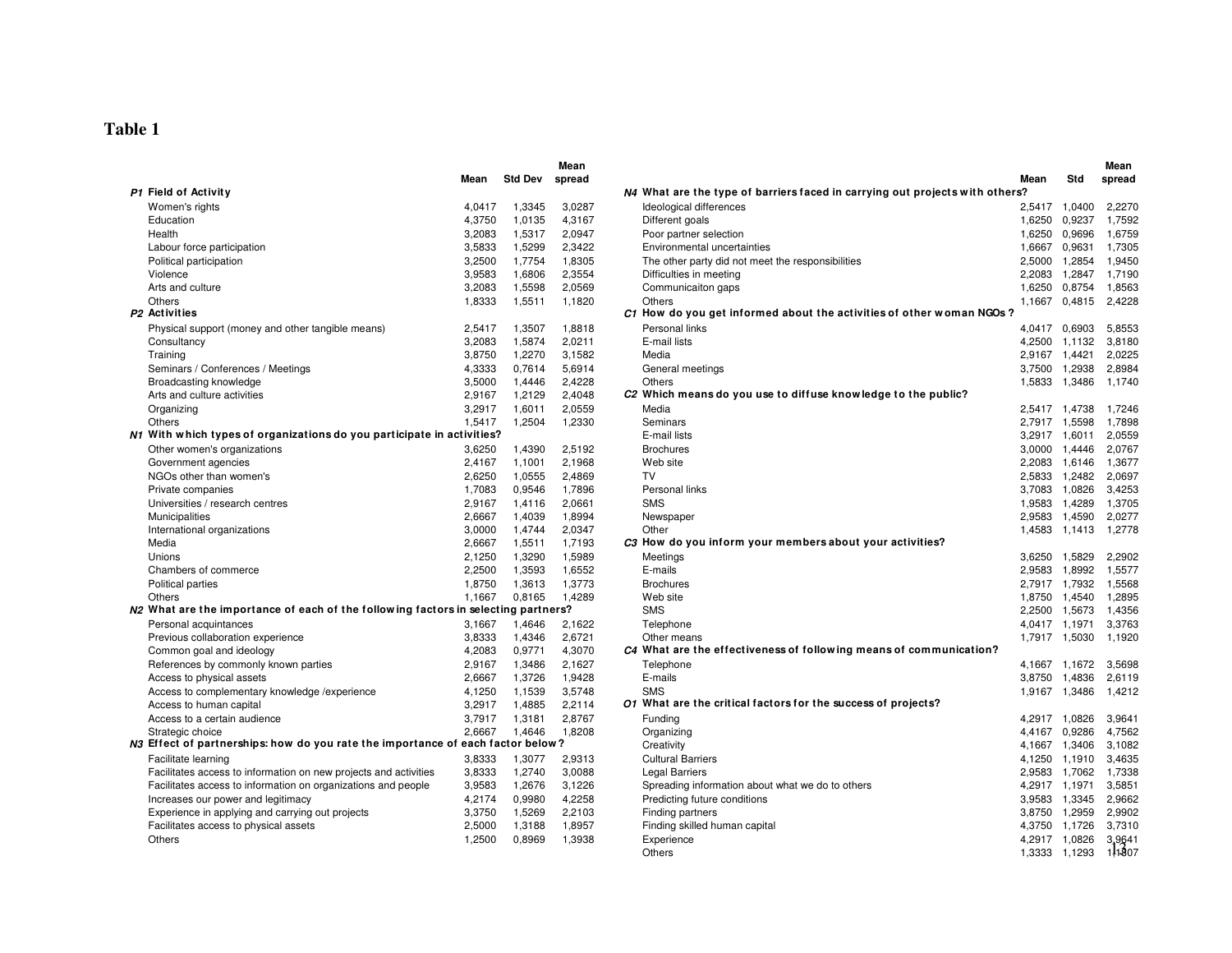# Table 1

| | Mean | Std Dev | Mean spread |
|---|---|---|---|
| ***P1* Field of Activity** | | | |
| Women's rights | 4,0417 | 1,3345 | 3,0287 |
| Education | 4,3750 | 1,0135 | 4,3167 |
| Health | 3,2083 | 1,5317 | 2,0947 |
| Labour force participation | 3,5833 | 1,5299 | 2,3422 |
| Political participation | 3,2500 | 1,7754 | 1,8305 |
| Violence | 3,9583 | 1,6806 | 2,3554 |
| Arts and culture | 3,2083 | 1,5598 | 2,0569 |
| Others | 1,8333 | 1,5511 | 1,1820 |
| ***P2* Activities** | | | |
| Physical support (money and other tangible means) | 2,5417 | 1,3507 | 1,8818 |
| Consultancy | 3,2083 | 1,5874 | 2,0211 |
| Training | 3,8750 | 1,2270 | 3,1582 |
| Seminars / Conferences / Meetings | 4,3333 | 0,7614 | 5,6914 |
| Broadcasting knowledge | 3,5000 | 1,4446 | 2,4228 |
| Arts and culture activities | 2,9167 | 1,2129 | 2,4048 |
| Organizing | 3,2917 | 1,6011 | 2,0559 |
| Others | 1,5417 | 1,2504 | 1,2330 |
| ***N1* With which types of organizations do you participate in activities?** | | | |
| Other women's organizations | 3,6250 | 1,4390 | 2,5192 |
| Government agencies | 2,4167 | 1,1001 | 2,1968 |
| NGOs other than women's | 2,6250 | 1,0555 | 2,4869 |
| Private companies | 1,7083 | 0,9546 | 1,7896 |
| Universities / research centres | 2,9167 | 1,4116 | 2,0661 |
| Municipalities | 2,6667 | 1,4039 | 1,8994 |
| International organizations | 3,0000 | 1,4744 | 2,0347 |
| Media | 2,6667 | 1,5511 | 1,7193 |
| Unions | 2,1250 | 1,3290 | 1,5989 |
| Chambers of commerce | 2,2500 | 1,3593 | 1,6552 |
| Political parties | 1,8750 | 1,3613 | 1,3773 |
| Others | 1,1667 | 0,8165 | 1,4289 |
| ***N2* What are the importance of each of the following factors in selecting partners?** | | | |
| Personal acquintances | 3,1667 | 1,4646 | 2,1622 |
| Previous collaboration experience | 3,8333 | 1,4346 | 2,6721 |
| Common goal and ideology | 4,2083 | 0,9771 | 4,3070 |
| References by commonly known parties | 2,9167 | 1,3486 | 2,1627 |
| Access to physical assets | 2,6667 | 1,3726 | 1,9428 |
| Access to complementary knowledge /experience | 4,1250 | 1,1539 | 3,5748 |
| Access to human capital | 3,2917 | 1,4885 | 2,2114 |
| Access to a certain audience | 3,7917 | 1,3181 | 2,8767 |
| Strategic choice | 2,6667 | 1,4646 | 1,8208 |
| ***N3* Effect of partnerships: how do you rate the importance of each factor below?** | | | |
| Facilitate learning | 3,8333 | 1,3077 | 2,9313 |
| Facilitates access to information on new projects and activities | 3,8333 | 1,2740 | 3,0088 |
| Facilitates access to information on organizations and people | 3,9583 | 1,2676 | 3,1226 |
| Increases our power and legitimacy | 4,2174 | 0,9980 | 4,2258 |
| Experience in applying and carrying out projects | 3,3750 | 1,5269 | 2,2103 |
| Facilitates access to physical assets | 2,5000 | 1,3188 | 1,8957 |
| Others | 1,2500 | 0,8969 | 1,3938 |

| | Mean | Std | Mean spread |
|---|---|---|---|
| ***N4* What are the type of barriers faced in carrying out projects with others?** | | | |
| Ideological differences | 2,5417 | 1,0400 | 2,2270 |
| Different goals | 1,6250 | 0,9237 | 1,7592 |
| Poor partner selection | 1,6250 | 0,9696 | 1,6759 |
| Environmental uncertainties | 1,6667 | 0,9631 | 1,7305 |
| The other party did not meet the responsibilities | 2,5000 | 1,2854 | 1,9450 |
| Difficulties in meeting | 2,2083 | 1,2847 | 1,7190 |
| Communicaiton gaps | 1,6250 | 0,8754 | 1,8563 |
| Others | 1,1667 | 0,4815 | 2,4228 |
| ***C1* How do you get informed about the activities of other woman NGOs ?** | | | |
| Personal links | 4,0417 | 0,6903 | 5,8553 |
| E-mail lists | 4,2500 | 1,1132 | 3,8180 |
| Media | 2,9167 | 1,4421 | 2,0225 |
| General meetings | 3,7500 | 1,2938 | 2,8984 |
| Others | 1,5833 | 1,3486 | 1,1740 |
| ***C2* Which means do you use to diffuse knowledge to the public?** | | | |
| Media | 2,5417 | 1,4738 | 1,7246 |
| Seminars | 2,7917 | 1,5598 | 1,7898 |
| E-mail lists | 3,2917 | 1,6011 | 2,0559 |
| Brochures | 3,0000 | 1,4446 | 2,0767 |
| Web site | 2,2083 | 1,6146 | 1,3677 |
| TV | 2,5833 | 1,2482 | 2,0697 |
| Personal links | 3,7083 | 1,0826 | 3,4253 |
| SMS | 1,9583 | 1,4289 | 1,3705 |
| Newspaper | 2,9583 | 1,4590 | 2,0277 |
| Other | 1,4583 | 1,1413 | 1,2778 |
| ***C3* How do you inform your members about your activities?** | | | |
| Meetings | 3,6250 | 1,5829 | 2,2902 |
| E-mails | 2,9583 | 1,8992 | 1,5577 |
| Brochures | 2,7917 | 1,7932 | 1,5568 |
| Web site | 1,8750 | 1,4540 | 1,2895 |
| SMS | 2,2500 | 1,5673 | 1,4356 |
| Telephone | 4,0417 | 1,1971 | 3,3763 |
| Other means | 1,7917 | 1,5030 | 1,1920 |
| ***C4* What are the effectiveness of following means of communication?** | | | |
| Telephone | 4,1667 | 1,1672 | 3,5698 |
| E-mails | 3,8750 | 1,4836 | 2,6119 |
| SMS | 1,9167 | 1,3486 | 1,4212 |
| ***O1* What are the critical factors for the success of projects?** | | | |
| Funding | 4,2917 | 1,0826 | 3,9641 |
| Organizing | 4,4167 | 0,9286 | 4,7562 |
| Creativity | 4,1667 | 1,3406 | 3,1082 |
| Cultural Barriers | 4,1250 | 1,1910 | 3,4635 |
| Legal Barriers | 2,9583 | 1,7062 | 1,7338 |
| Spreading information about what we do to others | 4,2917 | 1,1971 | 3,5851 |
| Predicting future conditions | 3,9583 | 1,3345 | 2,9662 |
| Finding partners | 3,8750 | 1,2959 | 2,9902 |
| Finding skilled human capital | 4,3750 | 1,1726 | 3,7310 |
| Experience | 4,2917 | 1,0826 | 3,9641 |
| Others | 1,3333 | 1,1293 | 1,1807 |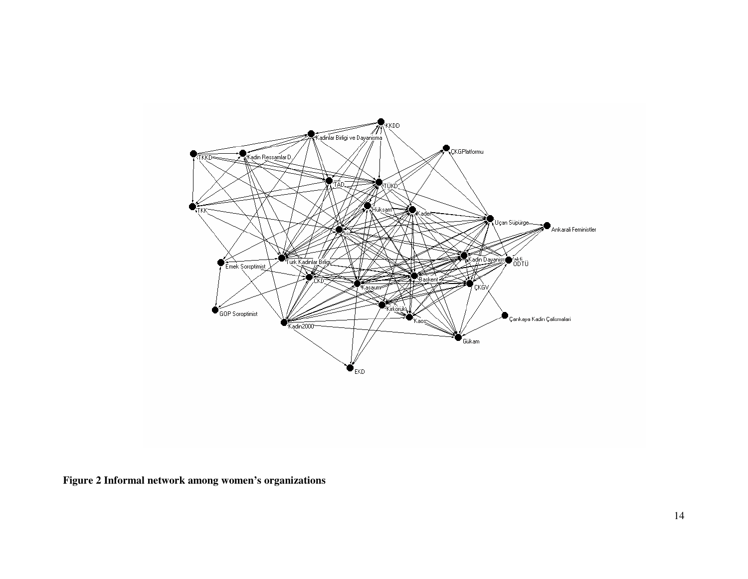**Figure 2 Informal network among women's organizations**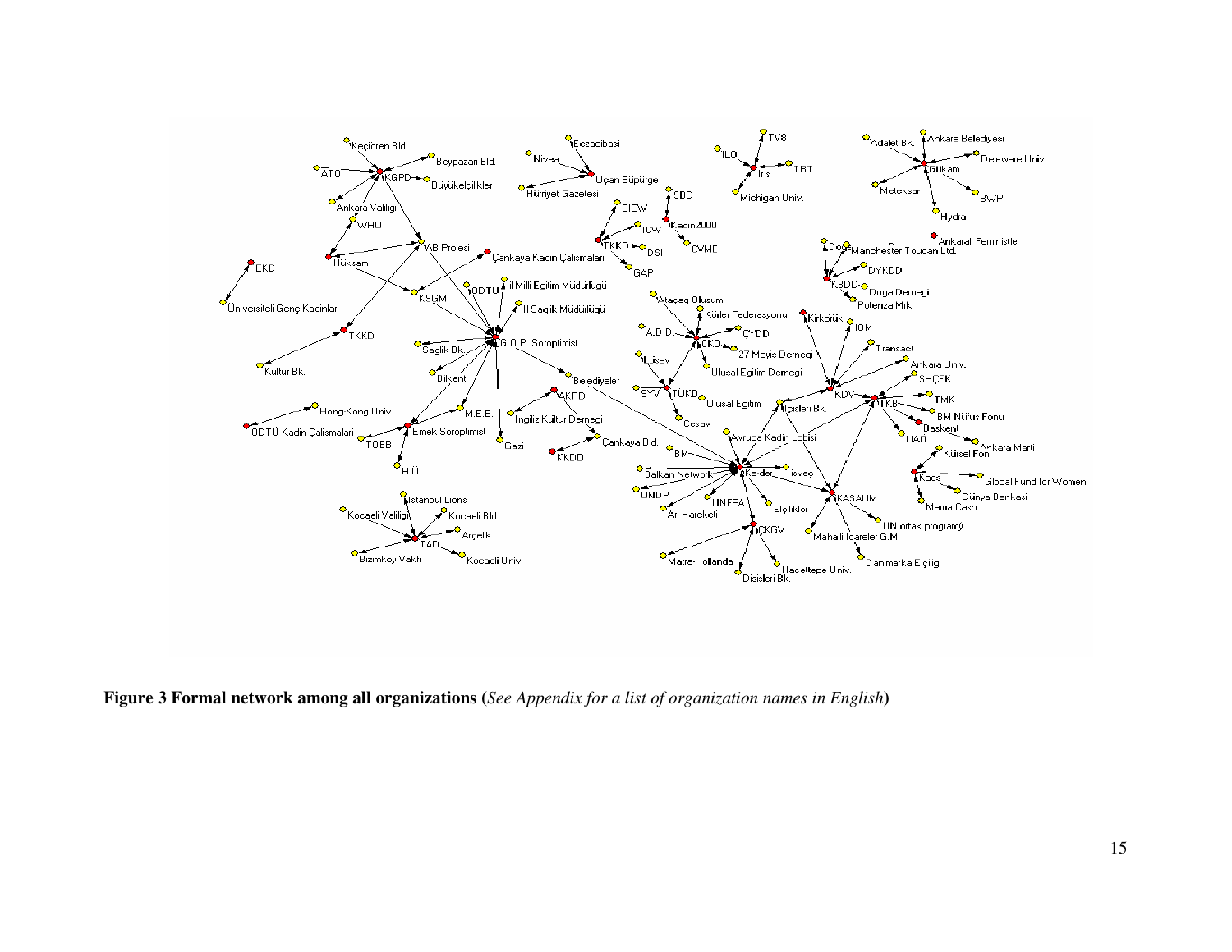**Figure 3 Formal network among all organizations** (*See Appendix for a list of organization names in English*)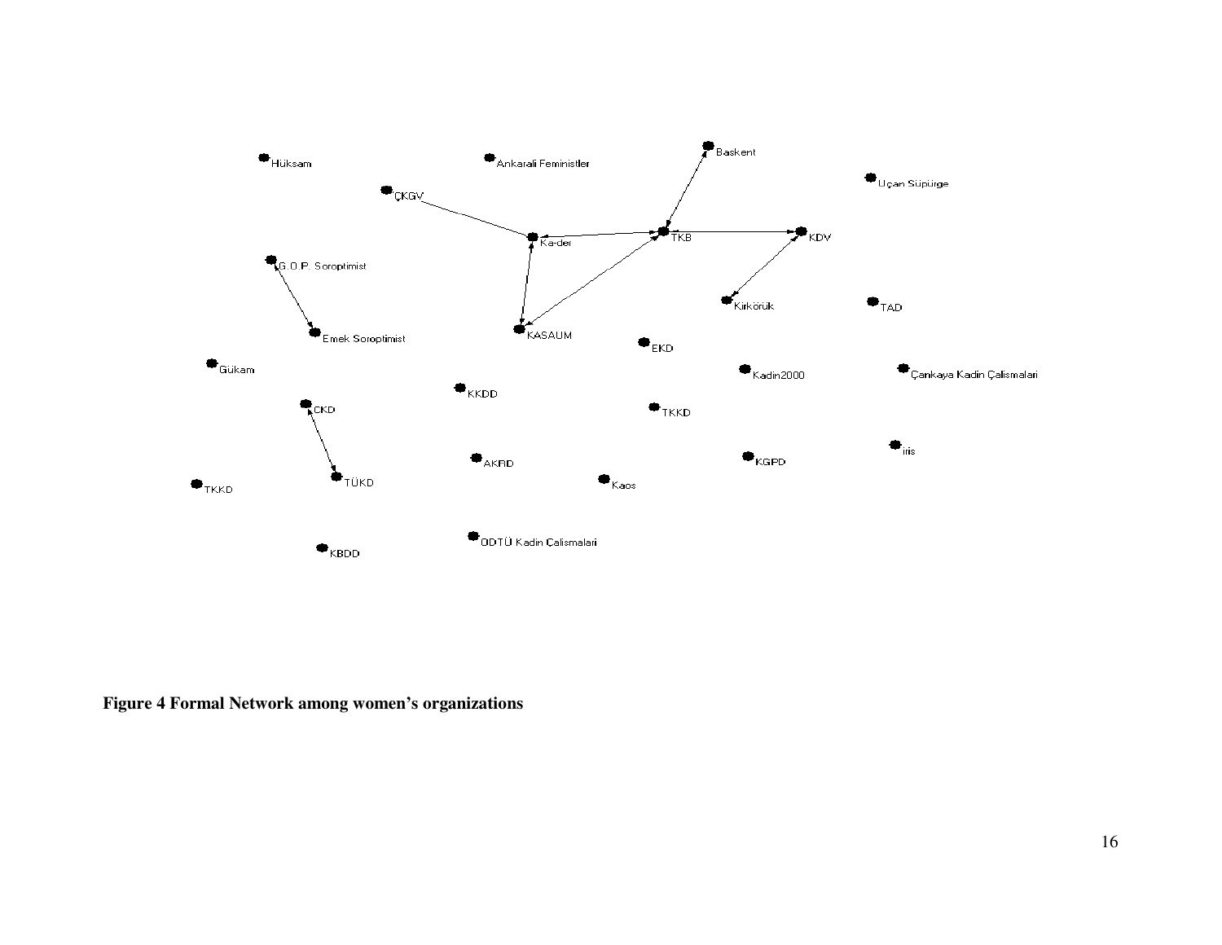**Figure 4 Formal Network among women's organizations**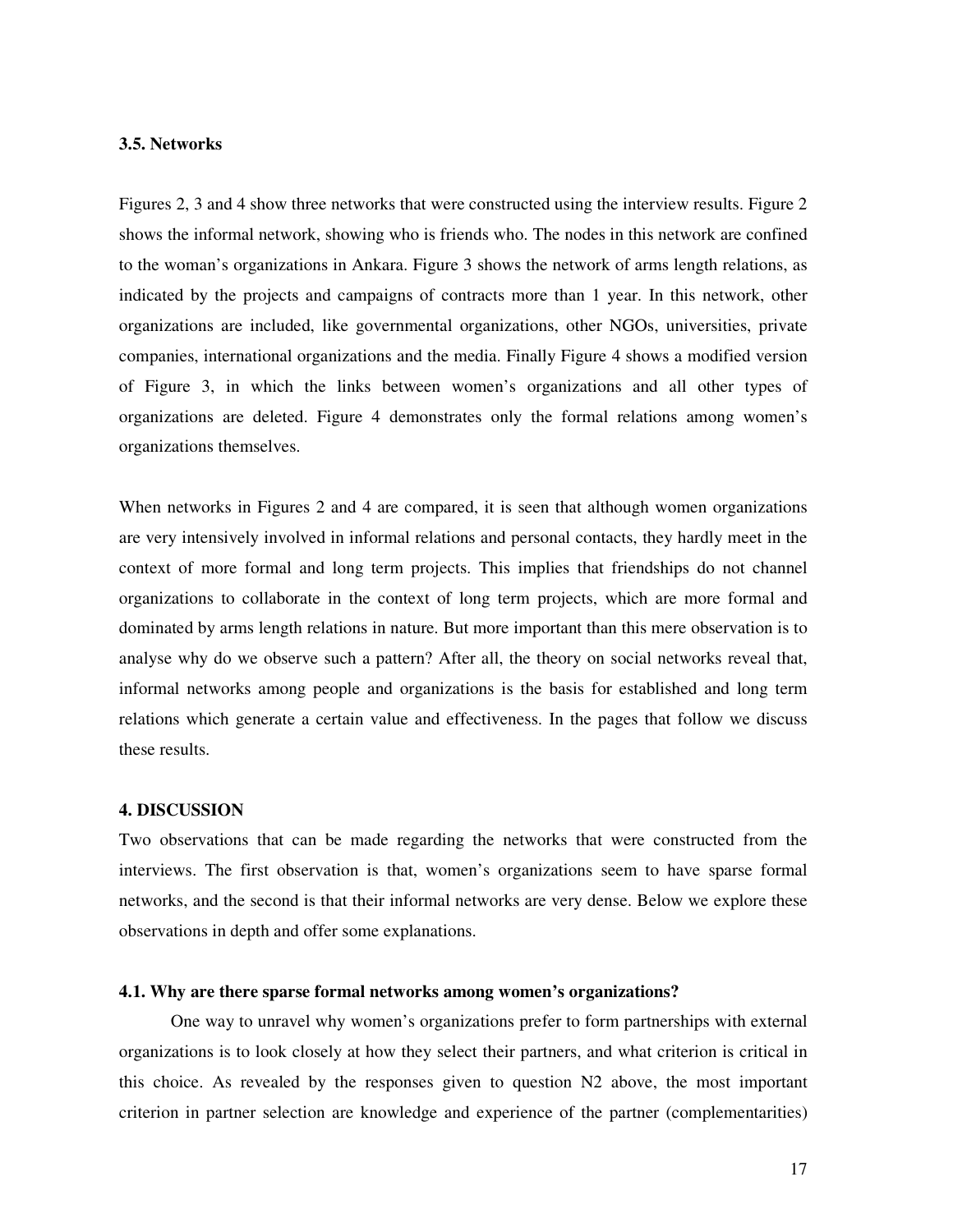### 3.5. Networks

Figures 2, 3 and 4 show three networks that were constructed using the interview results. Figure 2 shows the informal network, showing who is friends who. The nodes in this network are confined to the woman's organizations in Ankara. Figure 3 shows the network of arms length relations, as indicated by the projects and campaigns of contracts more than 1 year. In this network, other organizations are included, like governmental organizations, other NGOs, universities, private companies, international organizations and the media. Finally Figure 4 shows a modified version of Figure 3, in which the links between women's organizations and all other types of organizations are deleted. Figure 4 demonstrates only the formal relations among women's organizations themselves.

When networks in Figures 2 and 4 are compared, it is seen that although women organizations are very intensively involved in informal relations and personal contacts, they hardly meet in the context of more formal and long term projects. This implies that friendships do not channel organizations to collaborate in the context of long term projects, which are more formal and dominated by arms length relations in nature. But more important than this mere observation is to analyse why do we observe such a pattern? After all, the theory on social networks reveal that, informal networks among people and organizations is the basis for established and long term relations which generate a certain value and effectiveness. In the pages that follow we discuss these results.

## 4. DISCUSSION

Two observations that can be made regarding the networks that were constructed from the interviews. The first observation is that, women's organizations seem to have sparse formal networks, and the second is that their informal networks are very dense. Below we explore these observations in depth and offer some explanations.

### 4.1. Why are there sparse formal networks among women's organizations?

One way to unravel why women's organizations prefer to form partnerships with external organizations is to look closely at how they select their partners, and what criterion is critical in this choice. As revealed by the responses given to question N2 above, the most important criterion in partner selection are knowledge and experience of the partner (complementarities)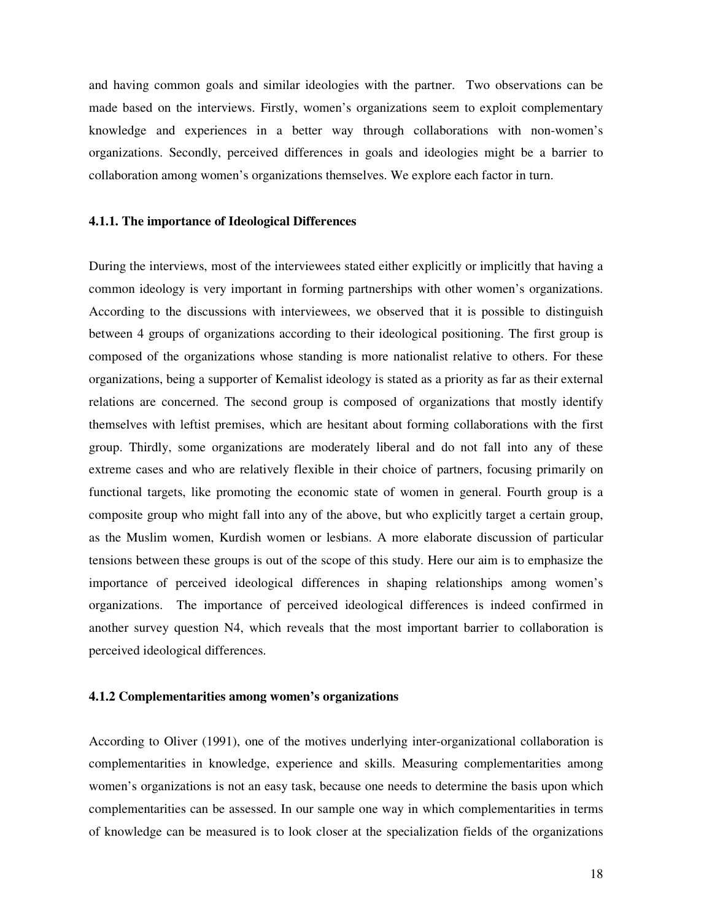and having common goals and similar ideologies with the partner. Two observations can be made based on the interviews. Firstly, women's organizations seem to exploit complementary knowledge and experiences in a better way through collaborations with non-women's organizations. Secondly, perceived differences in goals and ideologies might be a barrier to collaboration among women's organizations themselves. We explore each factor in turn.

#### 4.1.1. The importance of Ideological Differences

During the interviews, most of the interviewees stated either explicitly or implicitly that having a common ideology is very important in forming partnerships with other women's organizations. According to the discussions with interviewees, we observed that it is possible to distinguish between 4 groups of organizations according to their ideological positioning. The first group is composed of the organizations whose standing is more nationalist relative to others. For these organizations, being a supporter of Kemalist ideology is stated as a priority as far as their external relations are concerned. The second group is composed of organizations that mostly identify themselves with leftist premises, which are hesitant about forming collaborations with the first group. Thirdly, some organizations are moderately liberal and do not fall into any of these extreme cases and who are relatively flexible in their choice of partners, focusing primarily on functional targets, like promoting the economic state of women in general. Fourth group is a composite group who might fall into any of the above, but who explicitly target a certain group, as the Muslim women, Kurdish women or lesbians. A more elaborate discussion of particular tensions between these groups is out of the scope of this study. Here our aim is to emphasize the importance of perceived ideological differences in shaping relationships among women's organizations. The importance of perceived ideological differences is indeed confirmed in another survey question N4, which reveals that the most important barrier to collaboration is perceived ideological differences.

#### 4.1.2 Complementarities among women's organizations

According to Oliver (1991), one of the motives underlying inter-organizational collaboration is complementarities in knowledge, experience and skills. Measuring complementarities among women's organizations is not an easy task, because one needs to determine the basis upon which complementarities can be assessed. In our sample one way in which complementarities in terms of knowledge can be measured is to look closer at the specialization fields of the organizations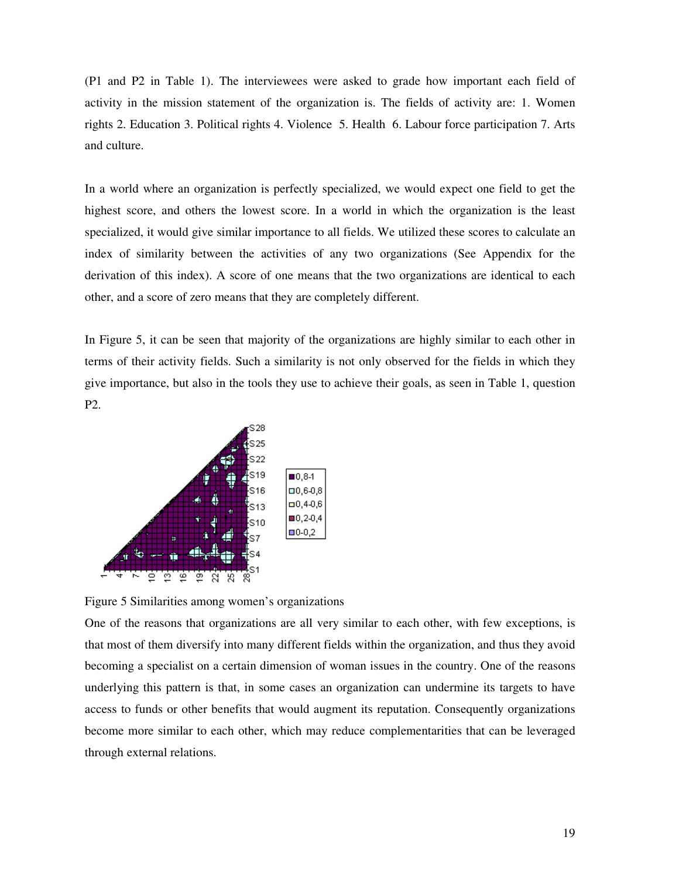(P1 and P2 in Table 1). The interviewees were asked to grade how important each field of activity in the mission statement of the organization is. The fields of activity are: 1. Women rights 2. Education 3. Political rights 4. Violence 5. Health 6. Labour force participation 7. Arts and culture.

In a world where an organization is perfectly specialized, we would expect one field to get the highest score, and others the lowest score. In a world in which the organization is the least specialized, it would give similar importance to all fields. We utilized these scores to calculate an index of similarity between the activities of any two organizations (See Appendix for the derivation of this index). A score of one means that the two organizations are identical to each other, and a score of zero means that they are completely different.

In Figure 5, it can be seen that majority of the organizations are highly similar to each other in terms of their activity fields. Such a similarity is not only observed for the fields in which they give importance, but also in the tools they use to achieve their goals, as seen in Table 1, question P2.

Figure 5 Similarities among women's organizations

One of the reasons that organizations are all very similar to each other, with few exceptions, is that most of them diversify into many different fields within the organization, and thus they avoid becoming a specialist on a certain dimension of woman issues in the country. One of the reasons underlying this pattern is that, in some cases an organization can undermine its targets to have access to funds or other benefits that would augment its reputation. Consequently organizations become more similar to each other, which may reduce complementarities that can be leveraged through external relations.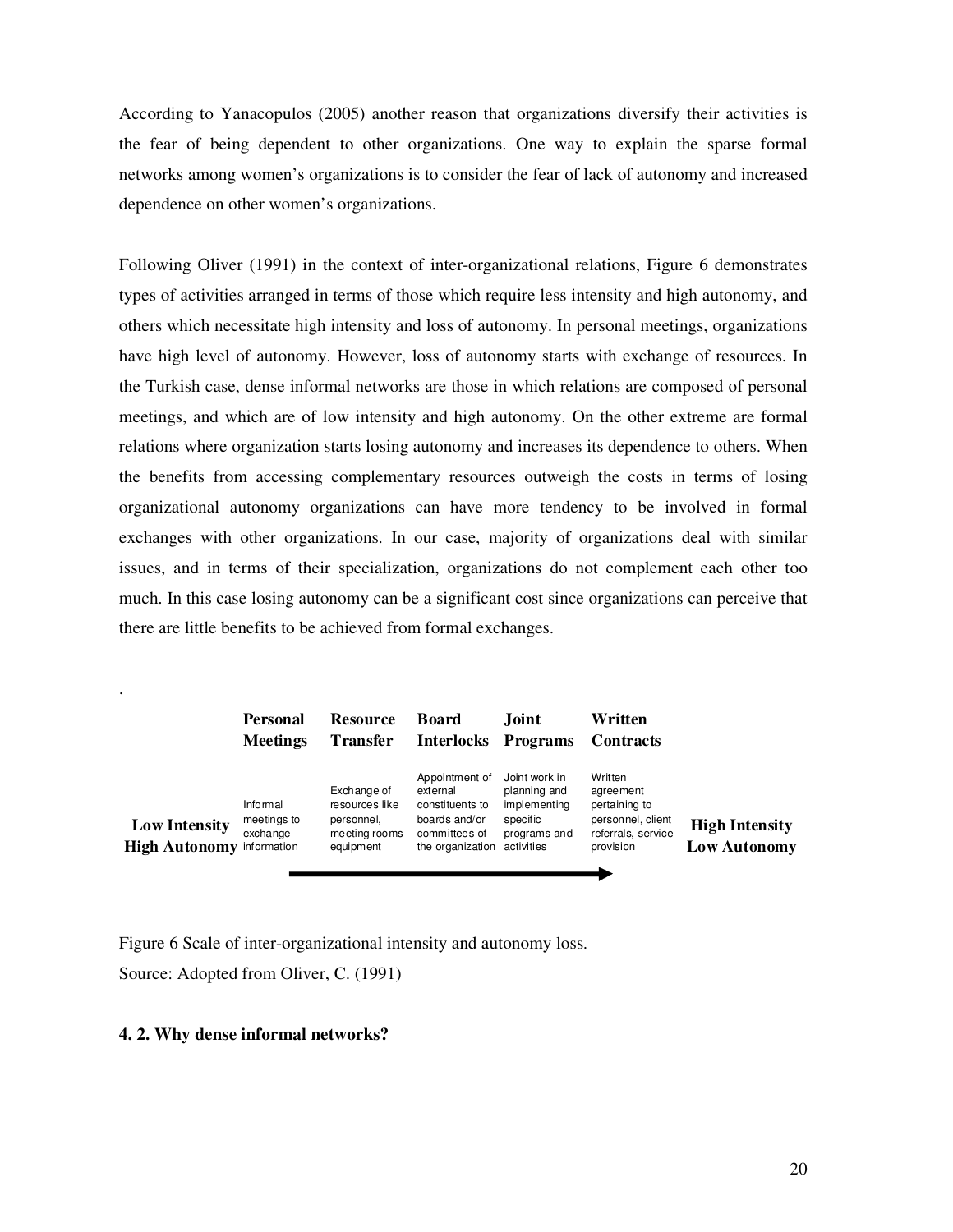According to Yanacopulos (2005) another reason that organizations diversify their activities is the fear of being dependent to other organizations. One way to explain the sparse formal networks among women's organizations is to consider the fear of lack of autonomy and increased dependence on other women's organizations.

Following Oliver (1991) in the context of inter-organizational relations, Figure 6 demonstrates types of activities arranged in terms of those which require less intensity and high autonomy, and others which necessitate high intensity and loss of autonomy. In personal meetings, organizations have high level of autonomy. However, loss of autonomy starts with exchange of resources. In the Turkish case, dense informal networks are those in which relations are composed of personal meetings, and which are of low intensity and high autonomy. On the other extreme are formal relations where organization starts losing autonomy and increases its dependence to others. When the benefits from accessing complementary resources outweigh the costs in terms of losing organizational autonomy organizations can have more tendency to be involved in formal exchanges with other organizations. In our case, majority of organizations deal with similar issues, and in terms of their specialization, organizations do not complement each other too much. In this case losing autonomy can be a significant cost since organizations can perceive that there are little benefits to be achieved from formal exchanges.

| | **Personal Meetings** | **Resource Transfer** | **Board Interlocks** | **Joint Programs** | **Written Contracts** | |
|---|---|---|---|---|---|---|
| **Low Intensity High Autonomy** | Informal meetings to exchange information | Exchange of resources like personnel, meeting rooms equipment | Appointment of external constituents to boards and/or committees of the organization | Joint work in planning and implementing specific programs and activities | Written agreement pertaining to personnel, client referrals, service provision | **High Intensity Low Autonomy** |

Figure 6 Scale of inter-organizational intensity and autonomy loss.
Source: Adopted from Oliver, C. (1991)

### 4. 2. Why dense informal networks?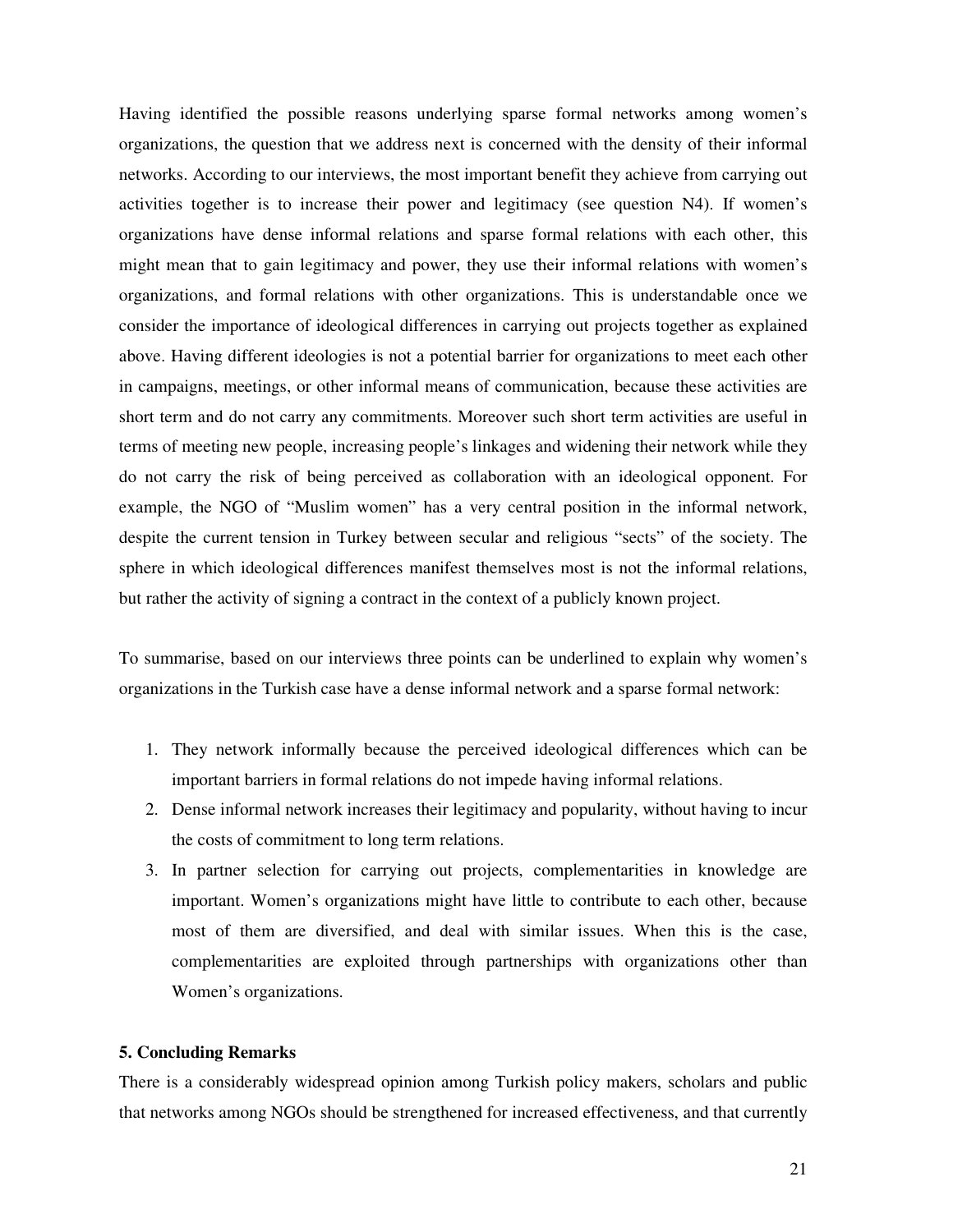Having identified the possible reasons underlying sparse formal networks among women's organizations, the question that we address next is concerned with the density of their informal networks. According to our interviews, the most important benefit they achieve from carrying out activities together is to increase their power and legitimacy (see question N4). If women's organizations have dense informal relations and sparse formal relations with each other, this might mean that to gain legitimacy and power, they use their informal relations with women's organizations, and formal relations with other organizations. This is understandable once we consider the importance of ideological differences in carrying out projects together as explained above. Having different ideologies is not a potential barrier for organizations to meet each other in campaigns, meetings, or other informal means of communication, because these activities are short term and do not carry any commitments. Moreover such short term activities are useful in terms of meeting new people, increasing people's linkages and widening their network while they do not carry the risk of being perceived as collaboration with an ideological opponent. For example, the NGO of "Muslim women" has a very central position in the informal network, despite the current tension in Turkey between secular and religious "sects" of the society. The sphere in which ideological differences manifest themselves most is not the informal relations, but rather the activity of signing a contract in the context of a publicly known project.

To summarise, based on our interviews three points can be underlined to explain why women's organizations in the Turkish case have a dense informal network and a sparse formal network:

1. They network informally because the perceived ideological differences which can be important barriers in formal relations do not impede having informal relations.
2. Dense informal network increases their legitimacy and popularity, without having to incur the costs of commitment to long term relations.
3. In partner selection for carrying out projects, complementarities in knowledge are important. Women's organizations might have little to contribute to each other, because most of them are diversified, and deal with similar issues. When this is the case, complementarities are exploited through partnerships with organizations other than Women's organizations.

**5. Concluding Remarks**

There is a considerably widespread opinion among Turkish policy makers, scholars and public that networks among NGOs should be strengthened for increased effectiveness, and that currently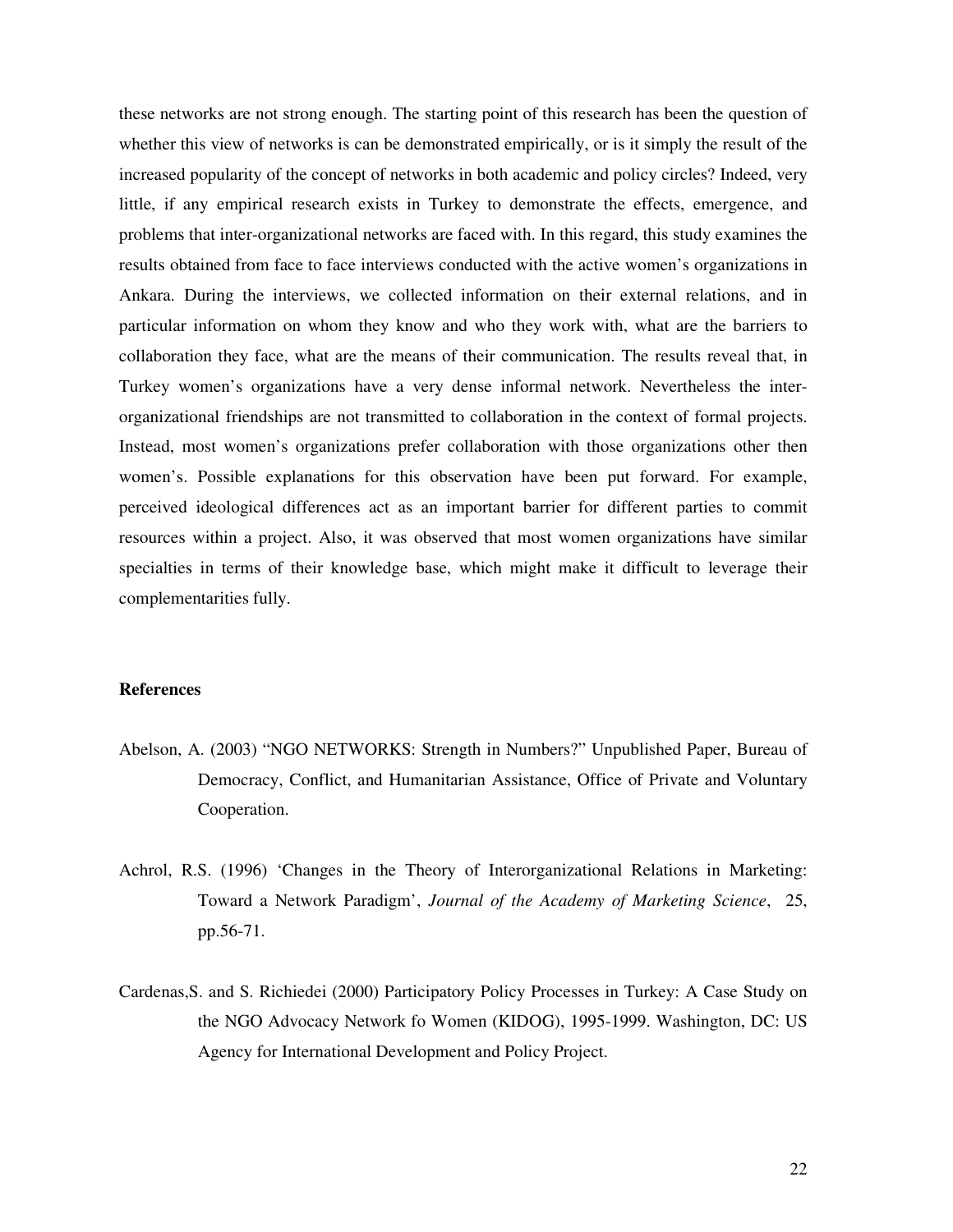these networks are not strong enough. The starting point of this research has been the question of whether this view of networks is can be demonstrated empirically, or is it simply the result of the increased popularity of the concept of networks in both academic and policy circles? Indeed, very little, if any empirical research exists in Turkey to demonstrate the effects, emergence, and problems that inter-organizational networks are faced with. In this regard, this study examines the results obtained from face to face interviews conducted with the active women's organizations in Ankara. During the interviews, we collected information on their external relations, and in particular information on whom they know and who they work with, what are the barriers to collaboration they face, what are the means of their communication. The results reveal that, in Turkey women's organizations have a very dense informal network. Nevertheless the inter-organizational friendships are not transmitted to collaboration in the context of formal projects. Instead, most women's organizations prefer collaboration with those organizations other then women's. Possible explanations for this observation have been put forward. For example, perceived ideological differences act as an important barrier for different parties to commit resources within a project. Also, it was observed that most women organizations have similar specialties in terms of their knowledge base, which might make it difficult to leverage their complementarities fully.

**References**

Abelson, A. (2003) "NGO NETWORKS: Strength in Numbers?" Unpublished Paper, Bureau of Democracy, Conflict, and Humanitarian Assistance, Office of Private and Voluntary Cooperation.

Achrol, R.S. (1996) 'Changes in the Theory of Interorganizational Relations in Marketing: Toward a Network Paradigm', *Journal of the Academy of Marketing Science*, 25, pp.56-71.

Cardenas,S. and S. Richiedei (2000) Participatory Policy Processes in Turkey: A Case Study on the NGO Advocacy Network fo Women (KIDOG), 1995-1999. Washington, DC: US Agency for International Development and Policy Project.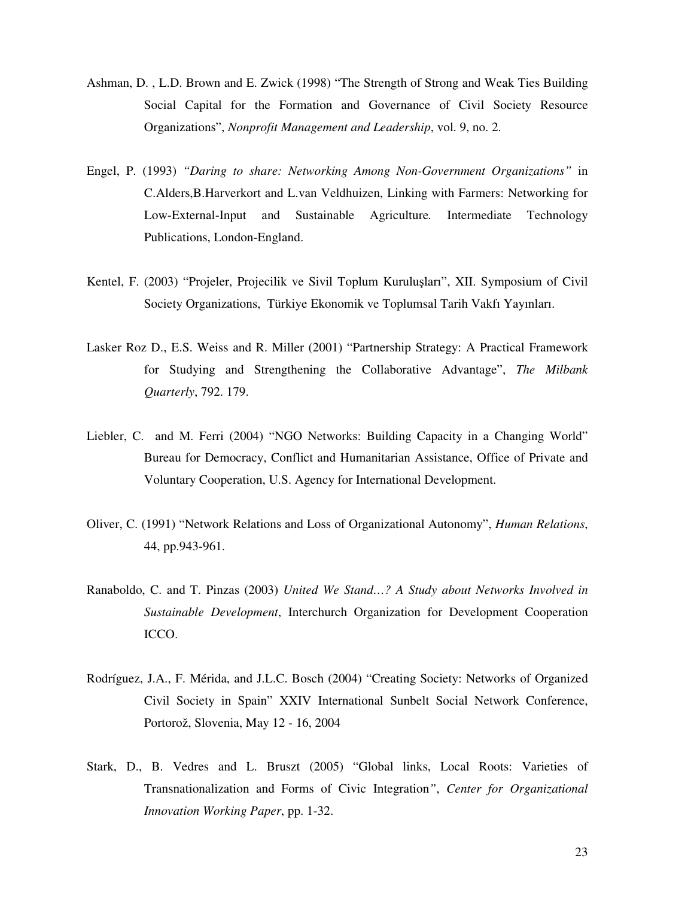Ashman, D. , L.D. Brown and E. Zwick (1998) "The Strength of Strong and Weak Ties Building Social Capital for the Formation and Governance of Civil Society Resource Organizations", *Nonprofit Management and Leadership*, vol. 9, no. 2.

Engel, P. (1993) *"Daring to share: Networking Among Non-Government Organizations"* in C.Alders,B.Harverkort and L.van Veldhuizen, Linking with Farmers: Networking for Low-External-Input and Sustainable Agriculture. Intermediate Technology Publications, London-England.

Kentel, F. (2003) "Projeler, Projecilik ve Sivil Toplum Kuruluşları", XII. Symposium of Civil Society Organizations, Türkiye Ekonomik ve Toplumsal Tarih Vakfı Yayınları.

Lasker Roz D., E.S. Weiss and R. Miller (2001) "Partnership Strategy: A Practical Framework for Studying and Strengthening the Collaborative Advantage", *The Milbank Quarterly*, 792. 179.

Liebler, C. and M. Ferri (2004) "NGO Networks: Building Capacity in a Changing World" Bureau for Democracy, Conflict and Humanitarian Assistance, Office of Private and Voluntary Cooperation, U.S. Agency for International Development.

Oliver, C. (1991) "Network Relations and Loss of Organizational Autonomy", *Human Relations*, 44, pp.943-961.

Ranaboldo, C. and T. Pinzas (2003) *United We Stand…? A Study about Networks Involved in Sustainable Development*, Interchurch Organization for Development Cooperation ICCO.

Rodríguez, J.A., F. Mérida, and J.L.C. Bosch (2004) "Creating Society: Networks of Organized Civil Society in Spain" XXIV International Sunbelt Social Network Conference, Portorož, Slovenia, May 12 - 16, 2004

Stark, D., B. Vedres and L. Bruszt (2005) "Global links, Local Roots: Varieties of Transnationalization and Forms of Civic Integration*"*, *Center for Organizational Innovation Working Paper*, pp. 1-32.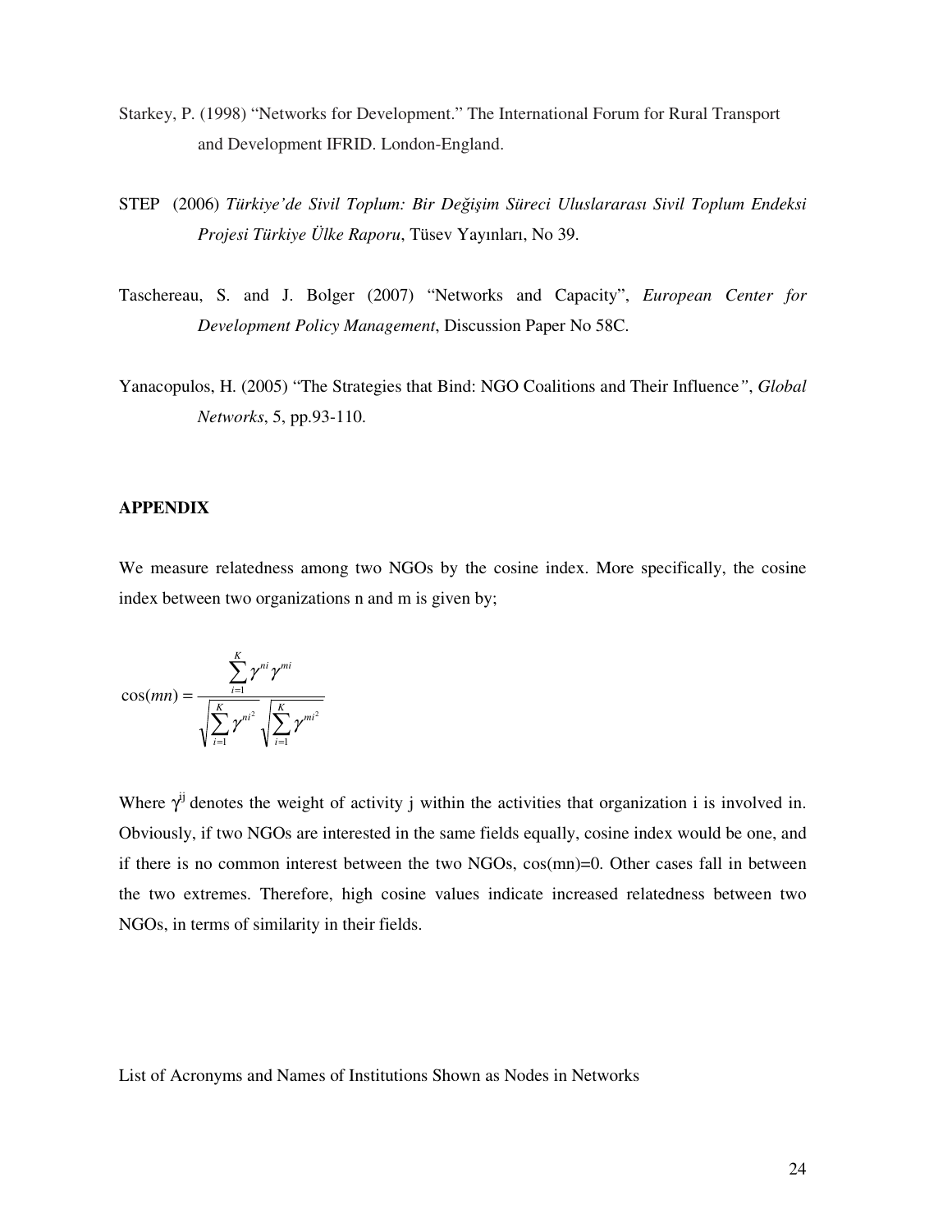Starkey, P. (1998) "Networks for Development." The International Forum for Rural Transport and Development IFRID. London-England.

STEP (2006) *Türkiye'de Sivil Toplum: Bir Değişim Süreci Uluslararası Sivil Toplum Endeksi Projesi Türkiye Ülke Raporu*, Tüsev Yayınları, No 39.

Taschereau, S. and J. Bolger (2007) "Networks and Capacity", *European Center for Development Policy Management*, Discussion Paper No 58C.

Yanacopulos, H. (2005) "The Strategies that Bind: NGO Coalitions and Their Influence", *Global Networks*, 5, pp.93-110.

**APPENDIX**

We measure relatedness among two NGOs by the cosine index. More specifically, the cosine index between two organizations n and m is given by;

$$\cos(mn) = \frac{\sum_{i=1}^{K} \gamma^{ni} \gamma^{mi}}{\sqrt{\sum_{i=1}^{K} \gamma^{ni^2}} \sqrt{\sum_{i=1}^{K} \gamma^{mi^2}}}$$

Where $\gamma^{ij}$ denotes the weight of activity j within the activities that organization i is involved in. Obviously, if two NGOs are interested in the same fields equally, cosine index would be one, and if there is no common interest between the two NGOs, cos(mn)=0. Other cases fall in between the two extremes. Therefore, high cosine values indicate increased relatedness between two NGOs, in terms of similarity in their fields.

List of Acronyms and Names of Institutions Shown as Nodes in Networks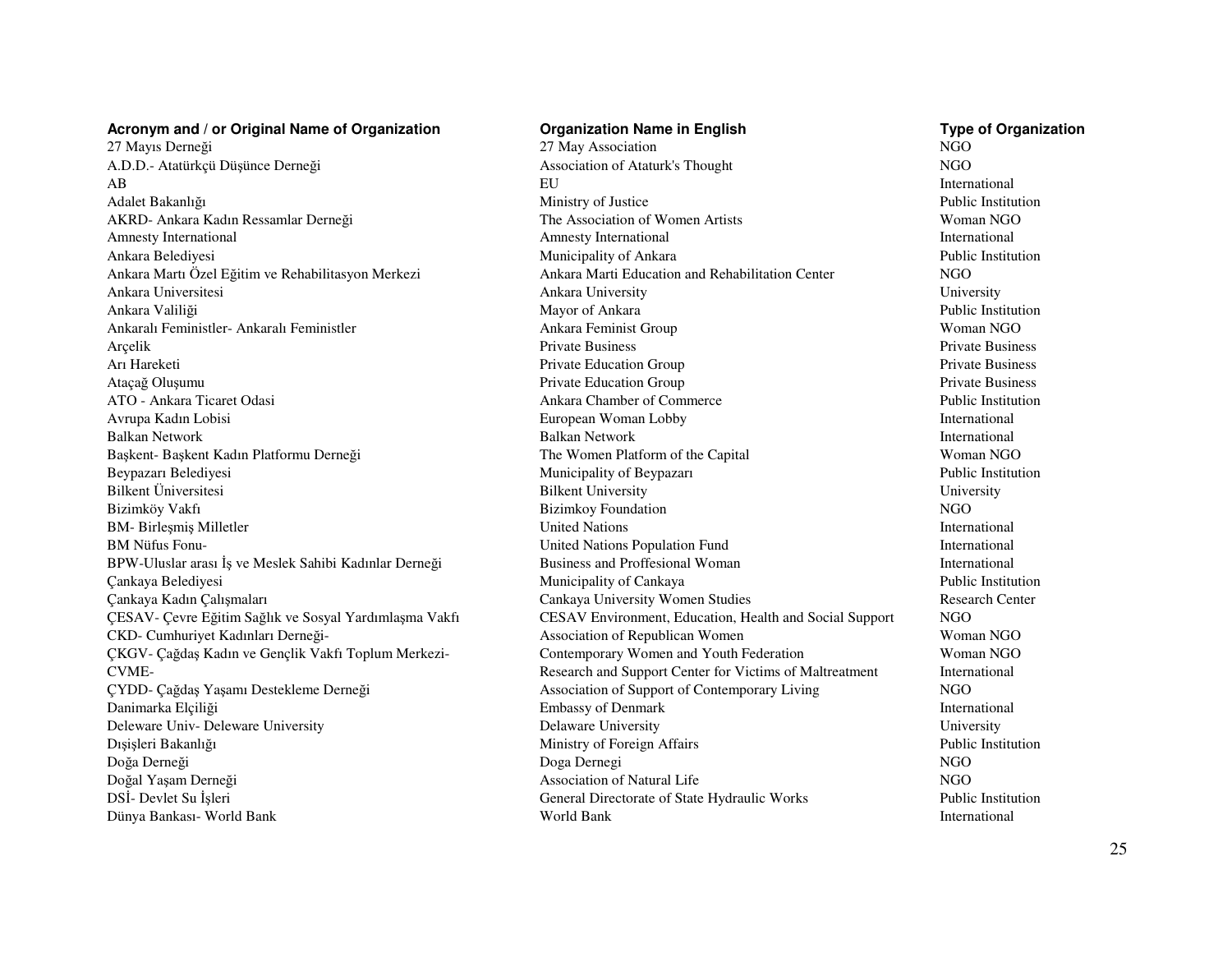| Acronym and / or Original Name of Organization | Organization Name in English | Type of Organization |
|---|---|---|
| 27 Mayıs Derneği | 27 May Association | NGO |
| A.D.D.- Atatürkçü Düşünce Derneği | Association of Ataturk's Thought | NGO |
| AB | EU | International |
| Adalet Bakanlığı | Ministry of Justice | Public Institution |
| AKRD- Ankara Kadın Ressamlar Derneği | The Association of Women Artists | Woman NGO |
| Amnesty International | Amnesty International | International |
| Ankara Belediyesi | Municipality of Ankara | Public Institution |
| Ankara Martı Özel Eğitim ve Rehabilitasyon Merkezi | Ankara Marti Education and Rehabilitation Center | NGO |
| Ankara Universitesi | Ankara University | University |
| Ankara Valiliği | Mayor of Ankara | Public Institution |
| Ankaralı Feministler- Ankaralı Feministler | Ankara Feminist Group | Woman NGO |
| Arçelik | Private Business | Private Business |
| Arı Hareketi | Private Education Group | Private Business |
| Ataçağ Oluşumu | Private Education Group | Private Business |
| ATO - Ankara Ticaret Odasi | Ankara Chamber of Commerce | Public Institution |
| Avrupa Kadın Lobisi | European Woman Lobby | International |
| Balkan Network | Balkan Network | International |
| Başkent- Başkent Kadın Platformu Derneği | The Women Platform of the Capital | Woman NGO |
| Beypazarı Belediyesi | Municipality of Beypazarı | Public Institution |
| Bilkent Üniversitesi | Bilkent University | University |
| Bizimköy Vakfı | Bizimkoy Foundation | NGO |
| BM- Birleşmiş Milletler | United Nations | International |
| BM Nüfus Fonu- | United Nations Population Fund | International |
| BPW-Uluslar arası İş ve Meslek Sahibi Kadınlar Derneği | Business and Proffesional Woman | International |
| Çankaya Belediyesi | Municipality of Cankaya | Public Institution |
| Çankaya Kadın Çalışmaları | Cankaya University Women Studies | Research Center |
| ÇESAV- Çevre Eğitim Sağlık ve Sosyal Yardımlaşma Vakfı | CESAV Environment, Education, Health and Social Support | NGO |
| CKD- Cumhuriyet Kadınları Derneği- | Association of Republican Women | Woman NGO |
| ÇKGV- Çağdaş Kadın ve Gençlik Vakfı Toplum Merkezi- | Contemporary Women and Youth Federation | Woman NGO |
| CVME- | Research and Support Center for Victims of Maltreatment | International |
| ÇYDD- Çağdaş Yaşamı Destekleme Derneği | Association of Support of Contemporary Living | NGO |
| Danimarka Elçiliği | Embassy of Denmark | International |
| Deleware Univ- Deleware University | Delaware University | University |
| Dışişleri Bakanlığı | Ministry of Foreign Affairs | Public Institution |
| Doğa Derneği | Doga Dernegi | NGO |
| Doğal Yaşam Derneği | Association of Natural Life | NGO |
| DSİ- Devlet Su İşleri | General Directorate of State Hydraulic Works | Public Institution |
| Dünya Bankası- World Bank | World Bank | International |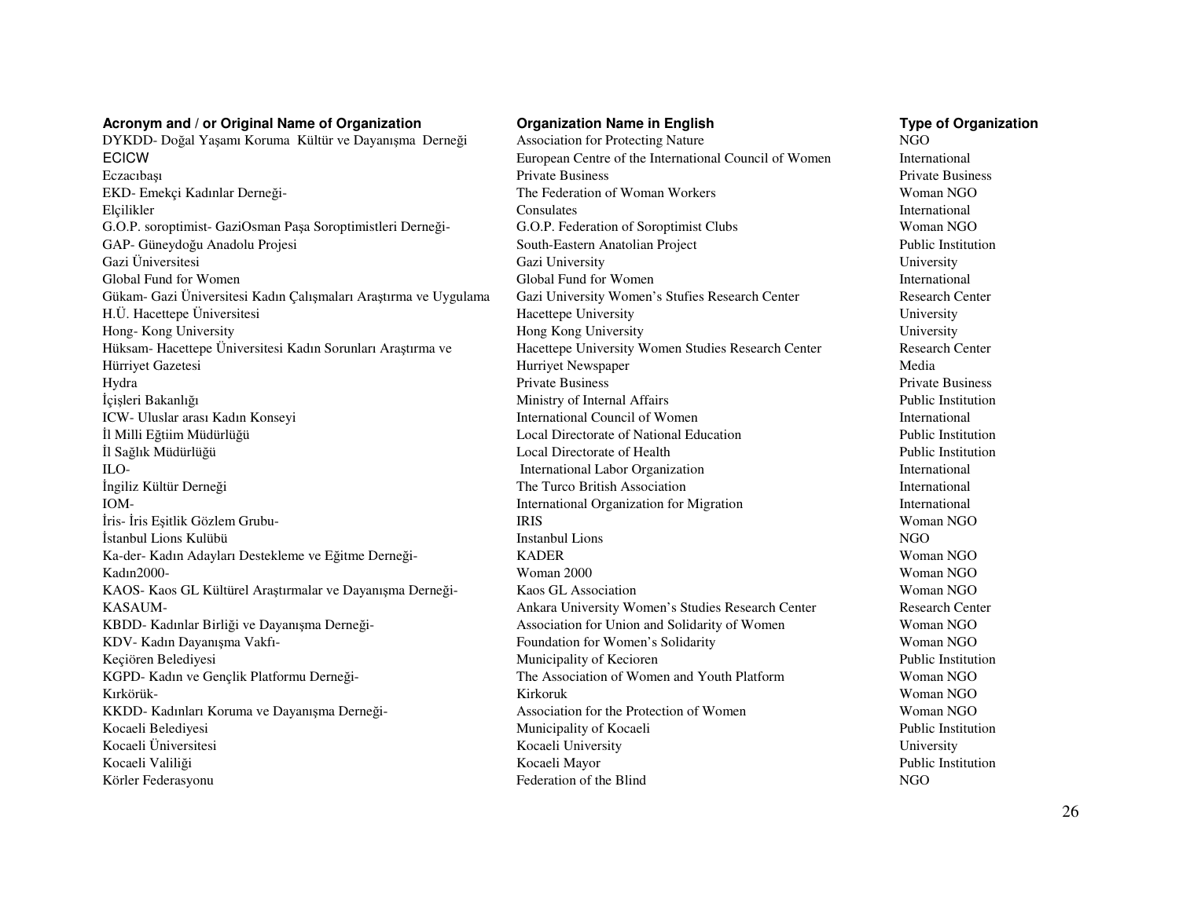| Acronym and / or Original Name of Organization | Organization Name in English | Type of Organization |
|---|---|---|
| DYKDD- Doğal Yaşamı Koruma Kültür ve Dayanışma Derneği | Association for Protecting Nature | NGO |
| ECICW | European Centre of the International Council of Women | International |
| Eczacıbaşı | Private Business | Private Business |
| EKD- Emekçi Kadınlar Derneği- | The Federation of Woman Workers | Woman NGO |
| Elçilikler | Consulates | International |
| G.O.P. soroptimist- GaziOsman Paşa Soroptimistleri Derneği- | G.O.P. Federation of Soroptimist Clubs | Woman NGO |
| GAP- Güneydoğu Anadolu Projesi | South-Eastern Anatolian Project | Public Institution |
| Gazi Üniversitesi | Gazi University | University |
| Global Fund for Women | Global Fund for Women | International |
| Gükam- Gazi Üniversitesi Kadın Çalışmaları Araştırma ve Uygulama | Gazi University Women's Stufies Research Center | Research Center |
| H.Ü. Hacettepe Üniversitesi | Hacettepe University | University |
| Hong- Kong University | Hong Kong University | University |
| Hüksam- Hacettepe Üniversitesi Kadın Sorunları Araştırma ve | Hacettepe University Women Studies Research Center | Research Center |
| Hürriyet Gazetesi | Hurriyet Newspaper | Media |
| Hydra | Private Business | Private Business |
| İçişleri Bakanlığı | Ministry of Internal Affairs | Public Institution |
| ICW- Uluslar arası Kadın Konseyi | International Council of Women | International |
| İl Milli Eğtiim Müdürlüğü | Local Directorate of National Education | Public Institution |
| İl Sağlık Müdürlüğü | Local Directorate of Health | Public Institution |
| ILO- | International Labor Organization | International |
| İngiliz Kültür Derneği | The Turco British Association | International |
| IOM- | International Organization for Migration | International |
| İris- İris Eşitlik Gözlem Grubu- | IRIS | Woman NGO |
| İstanbul Lions Kulübü | Instanbul Lions | NGO |
| Ka-der- Kadın Adayları Destekleme ve Eğitme Derneği- | KADER | Woman NGO |
| Kadın2000- | Woman 2000 | Woman NGO |
| KAOS- Kaos GL Kültürel Araştırmalar ve Dayanışma Derneği- | Kaos GL Association | Woman NGO |
| KASAUM- | Ankara University Women's Studies Research Center | Research Center |
| KBDD- Kadınlar Birliği ve Dayanışma Derneği- | Association for Union and Solidarity of Women | Woman NGO |
| KDV- Kadın Dayanışma Vakfı- | Foundation for Women's Solidarity | Woman NGO |
| Keçiören Belediyesi | Municipality of Kecioren | Public Institution |
| KGPD- Kadın ve Gençlik Platformu Derneği- | The Association of Women and Youth Platform | Woman NGO |
| Kırkörük- | Kirkoruk | Woman NGO |
| KKDD- Kadınları Koruma ve Dayanışma Derneği- | Association for the Protection of Women | Woman NGO |
| Kocaeli Belediyesi | Municipality of Kocaeli | Public Institution |
| Kocaeli Üniversitesi | Kocaeli University | University |
| Kocaeli Valiliği | Kocaeli Mayor | Public Institution |
| Körler Federasyonu | Federation of the Blind | NGO |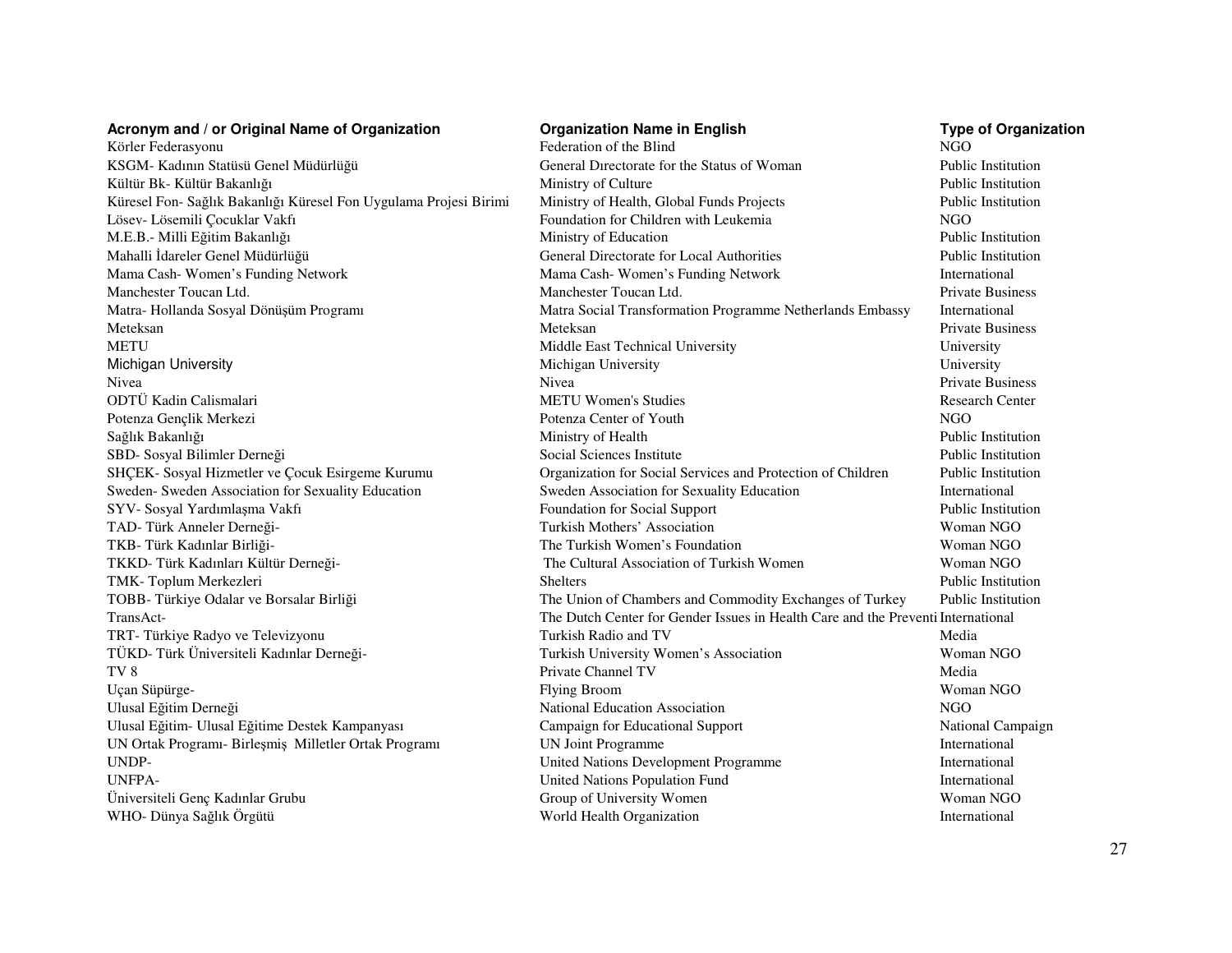| Acronym and / or Original Name of Organization | Organization Name in English | Type of Organization |
|---|---|---|
| Körler Federasyonu | Federation of the Blind | NGO |
| KSGM- Kadının Statüsü Genel Müdürlüğü | General Dırectorate for the Status of Woman | Public Institution |
| Kültür Bk- Kültür Bakanlığı | Ministry of Culture | Public Institution |
| Küresel Fon- Sağlık Bakanlığı Küresel Fon Uygulama Projesi Birimi | Ministry of Health, Global Funds Projects | Public Institution |
| Lösev- Lösemili Çocuklar Vakfı | Foundation for Children with Leukemia | NGO |
| M.E.B.- Milli Eğitim Bakanlığı | Ministry of Education | Public Institution |
| Mahalli İdareler Genel Müdürlüğü | General Directorate for Local Authorities | Public Institution |
| Mama Cash- Women's Funding Network | Mama Cash- Women's Funding Network | International |
| Manchester Toucan Ltd. | Manchester Toucan Ltd. | Private Business |
| Matra- Hollanda Sosyal Dönüşüm Programı | Matra Social Transformation Programme Netherlands Embassy | International |
| Meteksan | Meteksan | Private Business |
| METU | Middle East Technical University | University |
| Michigan University | Michigan University | University |
| Nivea | Nivea | Private Business |
| ODTÜ Kadin Calismalari | METU Women's Studies | Research Center |
| Potenza Gençlik Merkezi | Potenza Center of Youth | NGO |
| Sağlık Bakanlığı | Ministry of Health | Public Institution |
| SBD- Sosyal Bilimler Derneği | Social Sciences Institute | Public Institution |
| SHÇEK- Sosyal Hizmetler ve Çocuk Esirgeme Kurumu | Organization for Social Services and Protection of Children | Public Institution |
| Sweden- Sweden Association for Sexuality Education | Sweden Association for Sexuality Education | International |
| SYV- Sosyal Yardımlaşma Vakfı | Foundation for Social Support | Public Institution |
| TAD- Türk Anneler Derneği- | Turkish Mothers' Association | Woman NGO |
| TKB- Türk Kadınlar Birliği- | The Turkish Women's Foundation | Woman NGO |
| TKKD- Türk Kadınları Kültür Derneği- | The Cultural Association of Turkish Women | Woman NGO |
| TMK- Toplum Merkezleri | Shelters | Public Institution |
| TOBB- Türkiye Odalar ve Borsalar Birliği | The Union of Chambers and Commodity Exchanges of Turkey | Public Institution |
| TransAct- | The Dutch Center for Gender Issues in Health Care and the Preventi | International |
| TRT- Türkiye Radyo ve Televizyonu | Turkish Radio and TV | Media |
| TÜKD- Türk Üniversiteli Kadınlar Derneği- | Turkish University Women's Association | Woman NGO |
| TV 8 | Private Channel TV | Media |
| Uçan Süpürge- | Flying Broom | Woman NGO |
| Ulusal Eğitim Derneği | National Education Association | NGO |
| Ulusal Eğitim- Ulusal Eğitime Destek Kampanyası | Campaign for Educational Support | National Campaign |
| UN Ortak Programı- Birleşmiş Milletler Ortak Programı | UN Joint Programme | International |
| UNDP- | United Nations Development Programme | International |
| UNFPA- | United Nations Population Fund | International |
| Üniversiteli Genç Kadınlar Grubu | Group of University Women | Woman NGO |
| WHO- Dünya Sağlık Örgütü | World Health Organization | International |